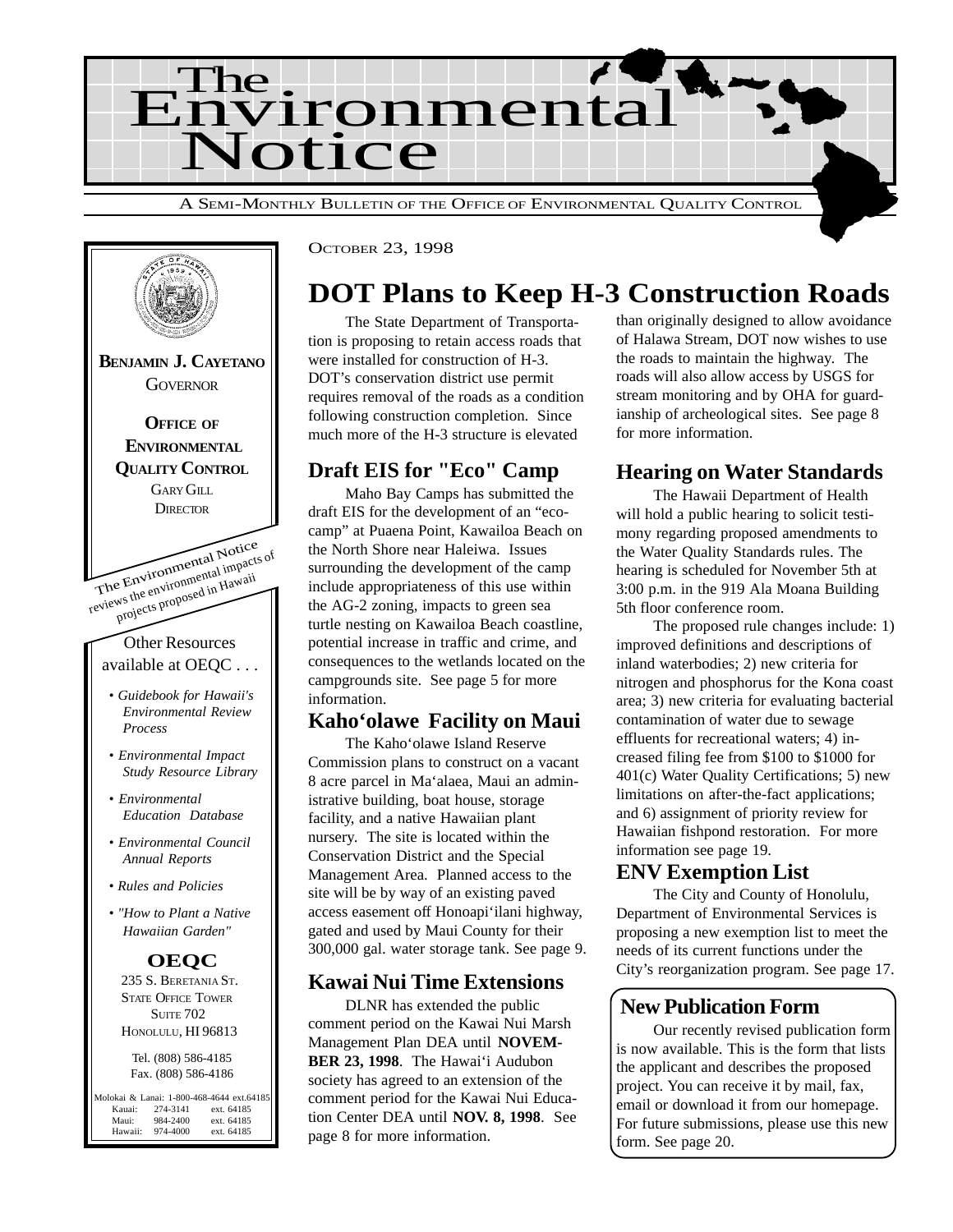# The Environmental Notice

A SEMI-MONTHLY BULLETIN OF THE OFFICE OF ENVIRONMENTAL QUALITY CONTROL

**BENJAMIN J. CAYETANO**
GOVERNOR

**OFFICE OF ENVIRONMENTAL QUALITY CONTROL**
GARY GILL
DIRECTOR

The Environmental Notice reviews the environmental impacts of projects proposed in Hawaii

Other Resources available at OEQC . . .

- *Guidebook for Hawaii's Environmental Review Process*
- *Environmental Impact Study Resource Library*
- *Environmental Education Database*
- *Environmental Council Annual Reports*
- *Rules and Policies*
- *"How to Plant a Native Hawaiian Garden"*

**OEQC**
235 S. BERETANIA ST.
STATE OFFICE TOWER
SUITE 702
HONOLULU, HI 96813

Tel. (808) 586-4185
Fax. (808) 586-4186

Molokai & Lanai: 1-800-468-4644 ext.64185
Kauai: 274-3141 ext. 64185
Maui: 984-2400 ext. 64185
Hawaii: 974-4000 ext. 64185

OCTOBER 23, 1998

# DOT Plans to Keep H-3 Construction Roads

The State Department of Transportation is proposing to retain access roads that were installed for construction of H-3. DOT's conservation district use permit requires removal of the roads as a condition following construction completion. Since much more of the H-3 structure is elevated than originally designed to allow avoidance of Halawa Stream, DOT now wishes to use the roads to maintain the highway. The roads will also allow access by USGS for stream monitoring and by OHA for guardianship of archeological sites. See page 8 for more information.

## Draft EIS for "Eco" Camp

Maho Bay Camps has submitted the draft EIS for the development of an "eco-camp" at Puaena Point, Kawailoa Beach on the North Shore near Haleiwa. Issues surrounding the development of the camp include appropriateness of this use within the AG-2 zoning, impacts to green sea turtle nesting on Kawailoa Beach coastline, potential increase in traffic and crime, and consequences to the wetlands located on the campgrounds site. See page 5 for more information.

## Kaho'olawe Facility on Maui

The Kaho'olawe Island Reserve Commission plans to construct on a vacant 8 acre parcel in Ma'alaea, Maui an administrative building, boat house, storage facility, and a native Hawaiian plant nursery. The site is located within the Conservation District and the Special Management Area. Planned access to the site will be by way of an existing paved access easement off Honoapi'ilani highway, gated and used by Maui County for their 300,000 gal. water storage tank. See page 9.

## Kawai Nui Time Extensions

DLNR has extended the public comment period on the Kawai Nui Marsh Management Plan DEA until **NOVEMBER 23, 1998**. The Hawai'i Audubon society has agreed to an extension of the comment period for the Kawai Nui Education Center DEA until **NOV. 8, 1998**. See page 8 for more information.

## Hearing on Water Standards

The Hawaii Department of Health will hold a public hearing to solicit testimony regarding proposed amendments to the Water Quality Standards rules. The hearing is scheduled for November 5th at 3:00 p.m. in the 919 Ala Moana Building 5th floor conference room.

The proposed rule changes include: 1) improved definitions and descriptions of inland waterbodies; 2) new criteria for nitrogen and phosphorus for the Kona coast area; 3) new criteria for evaluating bacterial contamination of water due to sewage effluents for recreational waters; 4) increased filing fee from $100 to $1000 for 401(c) Water Quality Certifications; 5) new limitations on after-the-fact applications; and 6) assignment of priority review for Hawaiian fishpond restoration. For more information see page 19.

## ENV Exemption List

The City and County of Honolulu, Department of Environmental Services is proposing a new exemption list to meet the needs of its current functions under the City's reorganization program. See page 17.

## New Publication Form

Our recently revised publication form is now available. This is the form that lists the applicant and describes the proposed project. You can receive it by mail, fax, email or download it from our homepage. For future submissions, please use this new form. See page 20.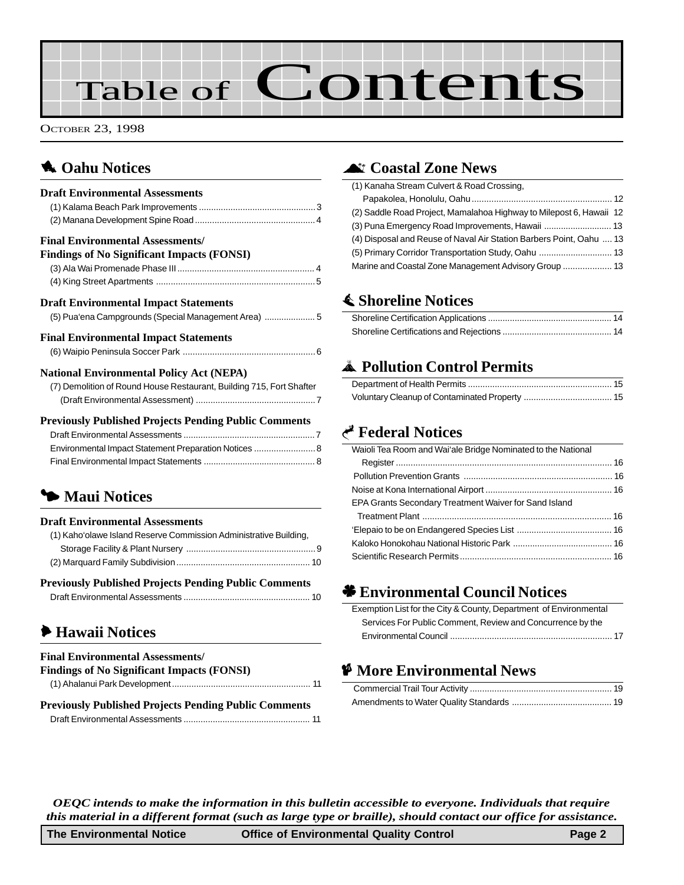# Table of Contents

October 23, 1998

## Oahu Notices

### Draft Environmental Assessments

(1) Kalama Beach Park Improvements ... 3
(2) Manana Development Spine Road ... 4

### Final Environmental Assessments/ Findings of No Significant Impacts (FONSI)

(3) Ala Wai Promenade Phase III ... 4
(4) King Street Apartments ... 5

### Draft Environmental Impact Statements

(5) Pua'ena Campgrounds (Special Management Area) ... 5

### Final Environmental Impact Statements

(6) Waipio Peninsula Soccer Park ... 6

### National Environmental Policy Act (NEPA)

(7) Demolition of Round House Restaurant, Building 715, Fort Shafter (Draft Environmental Assessment) ... 7

### Previously Published Projects Pending Public Comments

Draft Environmental Assessments ... 7
Environmental Impact Statement Preparation Notices ... 8
Final Environmental Impact Statements ... 8

## Maui Notices

### Draft Environmental Assessments

(1) Kaho'olawe Island Reserve Commission Administrative Building, Storage Facility & Plant Nursery ... 9
(2) Marquard Family Subdivision ... 10

### Previously Published Projects Pending Public Comments

Draft Environmental Assessments ... 10

## Hawaii Notices

### Final Environmental Assessments/ Findings of No Significant Impacts (FONSI)

(1) Ahalanui Park Development ... 11

### Previously Published Projects Pending Public Comments

Draft Environmental Assessments ... 11

## Coastal Zone News

(1) Kanaha Stream Culvert & Road Crossing, Papakolea, Honolulu, Oahu ... 12
(2) Saddle Road Project, Mamalahoa Highway to Milepost 6, Hawaii 12
(3) Puna Emergency Road Improvements, Hawaii ... 13
(4) Disposal and Reuse of Naval Air Station Barbers Point, Oahu ... 13
(5) Primary Corridor Transportation Study, Oahu ... 13
Marine and Coastal Zone Management Advisory Group ... 13

## Shoreline Notices

Shoreline Certification Applications ... 14
Shoreline Certifications and Rejections ... 14

## Pollution Control Permits

Department of Health Permits ... 15
Voluntary Cleanup of Contaminated Property ... 15

## Federal Notices

Waioli Tea Room and Wai'ale Bridge Nominated to the National Register ... 16
Pollution Prevention Grants ... 16
Noise at Kona International Airport ... 16
EPA Grants Secondary Treatment Waiver for Sand Island Treatment Plant ... 16
'Elepaio to be on Endangered Species List ... 16
Kaloko Honokohau National Historic Park ... 16
Scientific Research Permits ... 16

## Environmental Council Notices

Exemption List for the City & County, Department of Environmental Services For Public Comment, Review and Concurrence by the Environmental Council ... 17

## More Environmental News

Commercial Trail Tour Activity ... 19
Amendments to Water Quality Standards ... 19

*OEQC intends to make the information in this bulletin accessible to everyone. Individuals that require this material in a different format (such as large type or braille), should contact our office for assistance.*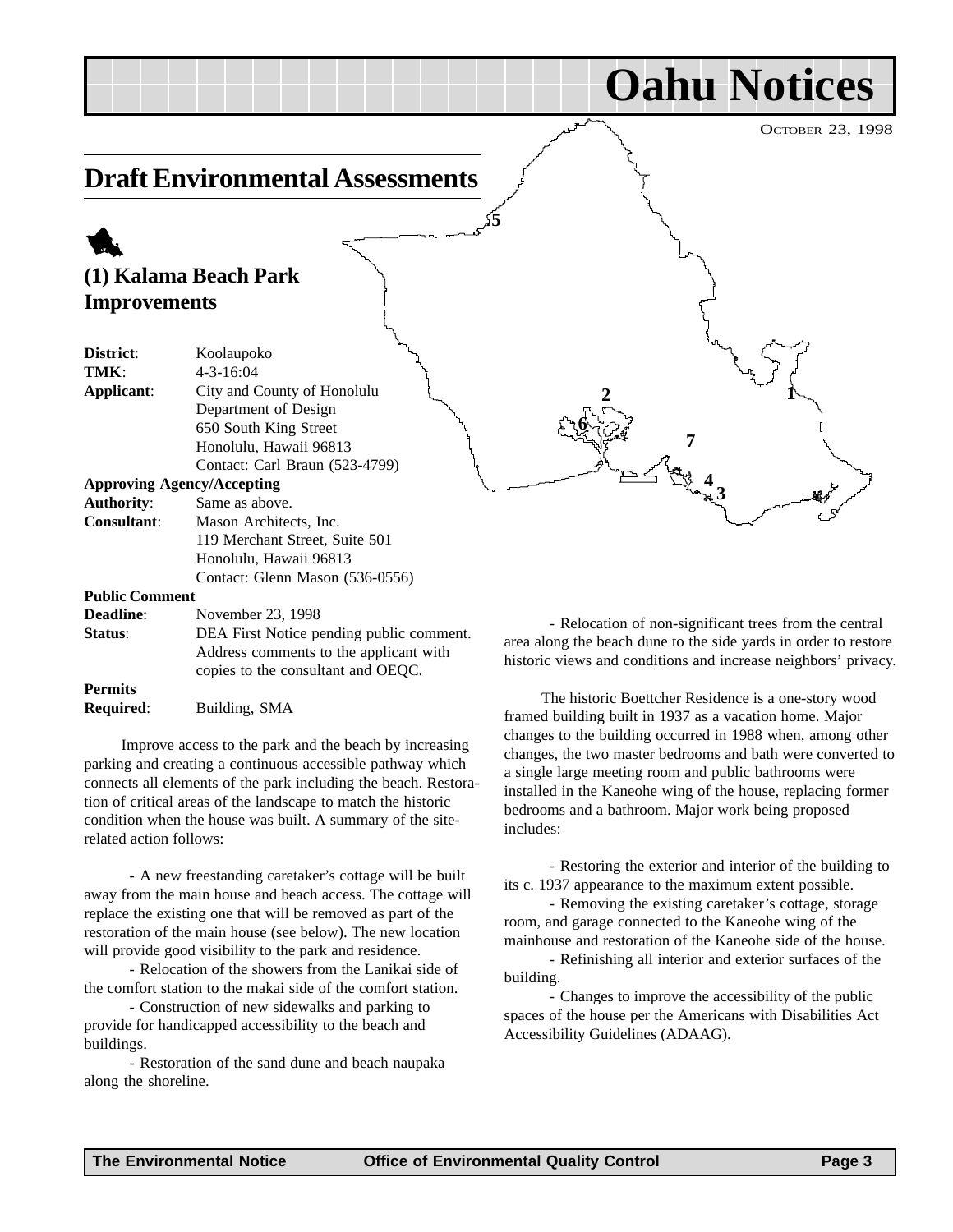# Oahu Notices

OCTOBER 23, 1998

## Draft Environmental Assessments

### (1) Kalama Beach Park Improvements

**District**: Koolaupoko
**TMK**: 4-3-16:04
**Applicant**: City and County of Honolulu
Department of Design
650 South King Street
Honolulu, Hawaii 96813
Contact: Carl Braun (523-4799)
**Approving Agency/Accepting Authority**: Same as above.
**Consultant**: Mason Architects, Inc.
119 Merchant Street, Suite 501
Honolulu, Hawaii 96813
Contact: Glenn Mason (536-0556)
**Public Comment Deadline**: November 23, 1998
**Status**: DEA First Notice pending public comment. Address comments to the applicant with copies to the consultant and OEQC.
**Permits Required**: Building, SMA

Improve access to the park and the beach by increasing parking and creating a continuous accessible pathway which connects all elements of the park including the beach. Restoration of critical areas of the landscape to match the historic condition when the house was built. A summary of the site-related action follows:

- A new freestanding caretaker's cottage will be built away from the main house and beach access. The cottage will replace the existing one that will be removed as part of the restoration of the main house (see below). The new location will provide good visibility to the park and residence.
- Relocation of the showers from the Lanikai side of the comfort station to the makai side of the comfort station.
- Construction of new sidewalks and parking to provide for handicapped accessibility to the beach and buildings.
- Restoration of the sand dune and beach naupaka along the shoreline.
- Relocation of non-significant trees from the central area along the beach dune to the side yards in order to restore historic views and conditions and increase neighbors' privacy.

The historic Boettcher Residence is a one-story wood framed building built in 1937 as a vacation home. Major changes to the building occurred in 1988 when, among other changes, the two master bedrooms and bath were converted to a single large meeting room and public bathrooms were installed in the Kaneohe wing of the house, replacing former bedrooms and a bathroom. Major work being proposed includes:

- Restoring the exterior and interior of the building to its c. 1937 appearance to the maximum extent possible.
- Removing the existing caretaker's cottage, storage room, and garage connected to the Kaneohe wing of the mainhouse and restoration of the Kaneohe side of the house.
- Refinishing all interior and exterior surfaces of the building.
- Changes to improve the accessibility of the public spaces of the house per the Americans with Disabilities Act Accessibility Guidelines (ADAAG).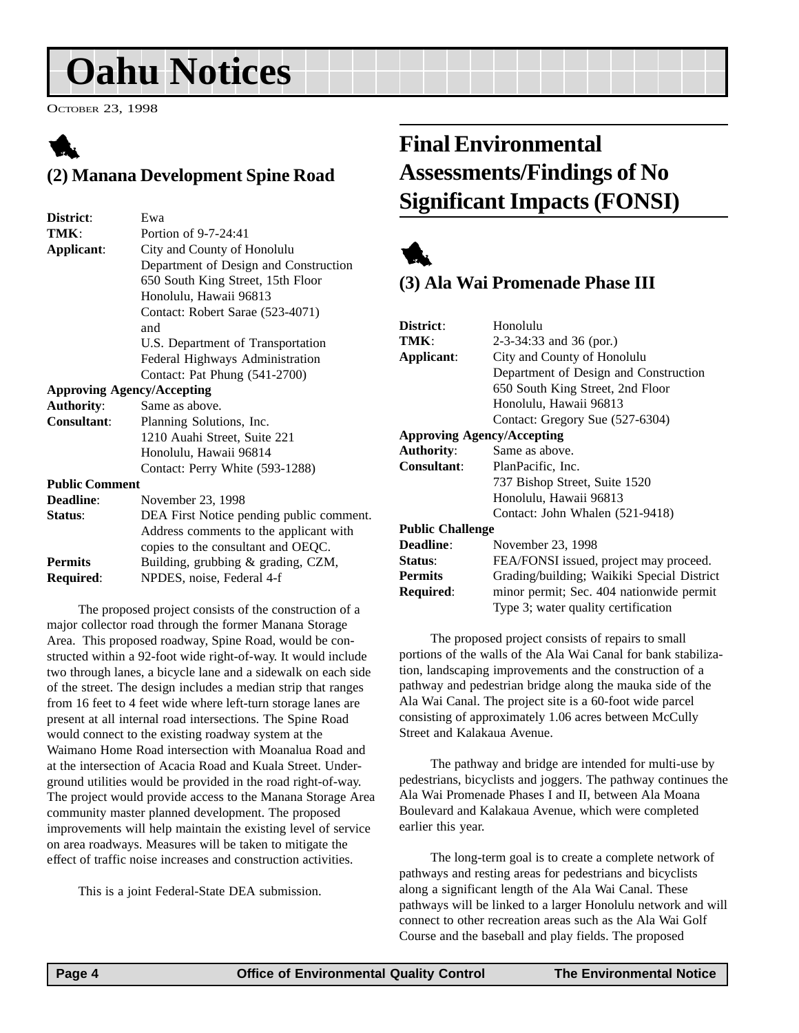# Oahu Notices

October 23, 1998

### (2) Manana Development Spine Road

| | |
|---|---|
| **District**: | Ewa |
| **TMK**: | Portion of 9-7-24:41 |
| **Applicant**: | City and County of Honolulu<br>Department of Design and Construction<br>650 South King Street, 15th Floor<br>Honolulu, Hawaii 96813<br>Contact: Robert Sarae (523-4071)<br>and<br>U.S. Department of Transportation<br>Federal Highways Administration<br>Contact: Pat Phung (541-2700) |
| **Approving Agency/Accepting Authority**: | Same as above. |
| **Consultant**: | Planning Solutions, Inc.<br>1210 Auahi Street, Suite 221<br>Honolulu, Hawaii 96814<br>Contact: Perry White (593-1288) |
| **Public Comment Deadline**: | November 23, 1998 |
| **Status**: | DEA First Notice pending public comment. Address comments to the applicant with copies to the consultant and OEQC. |
| **Permits Required**: | Building, grubbing & grading, CZM, NPDES, noise, Federal 4-f |

The proposed project consists of the construction of a major collector road through the former Manana Storage Area. This proposed roadway, Spine Road, would be constructed within a 92-foot wide right-of-way. It would include two through lanes, a bicycle lane and a sidewalk on each side of the street. The design includes a median strip that ranges from 16 feet to 4 feet wide where left-turn storage lanes are present at all internal road intersections. The Spine Road would connect to the existing roadway system at the Waimano Home Road intersection with Moanalua Road and at the intersection of Acacia Road and Kuala Street. Underground utilities would be provided in the road right-of-way. The project would provide access to the Manana Storage Area community master planned development. The proposed improvements will help maintain the existing level of service on area roadways. Measures will be taken to mitigate the effect of traffic noise increases and construction activities.

This is a joint Federal-State DEA submission.

## Final Environmental Assessments/Findings of No Significant Impacts (FONSI)

### (3) Ala Wai Promenade Phase III

| | |
|---|---|
| **District**: | Honolulu |
| **TMK**: | 2-3-34:33 and 36 (por.) |
| **Applicant**: | City and County of Honolulu<br>Department of Design and Construction<br>650 South King Street, 2nd Floor<br>Honolulu, Hawaii 96813<br>Contact: Gregory Sue (527-6304) |
| **Approving Agency/Accepting Authority**: | Same as above. |
| **Consultant**: | PlanPacific, Inc.<br>737 Bishop Street, Suite 1520<br>Honolulu, Hawaii 96813<br>Contact: John Whalen (521-9418) |
| **Public Challenge Deadline**: | November 23, 1998 |
| **Status**: | FEA/FONSI issued, project may proceed. |
| **Permits Required**: | Grading/building; Waikiki Special District minor permit; Sec. 404 nationwide permit Type 3; water quality certification |

The proposed project consists of repairs to small portions of the walls of the Ala Wai Canal for bank stabilization, landscaping improvements and the construction of a pathway and pedestrian bridge along the mauka side of the Ala Wai Canal. The project site is a 60-foot wide parcel consisting of approximately 1.06 acres between McCully Street and Kalakaua Avenue.

The pathway and bridge are intended for multi-use by pedestrians, bicyclists and joggers. The pathway continues the Ala Wai Promenade Phases I and II, between Ala Moana Boulevard and Kalakaua Avenue, which were completed earlier this year.

The long-term goal is to create a complete network of pathways and resting areas for pedestrians and bicyclists along a significant length of the Ala Wai Canal. These pathways will be linked to a larger Honolulu network and will connect to other recreation areas such as the Ala Wai Golf Course and the baseball and play fields. The proposed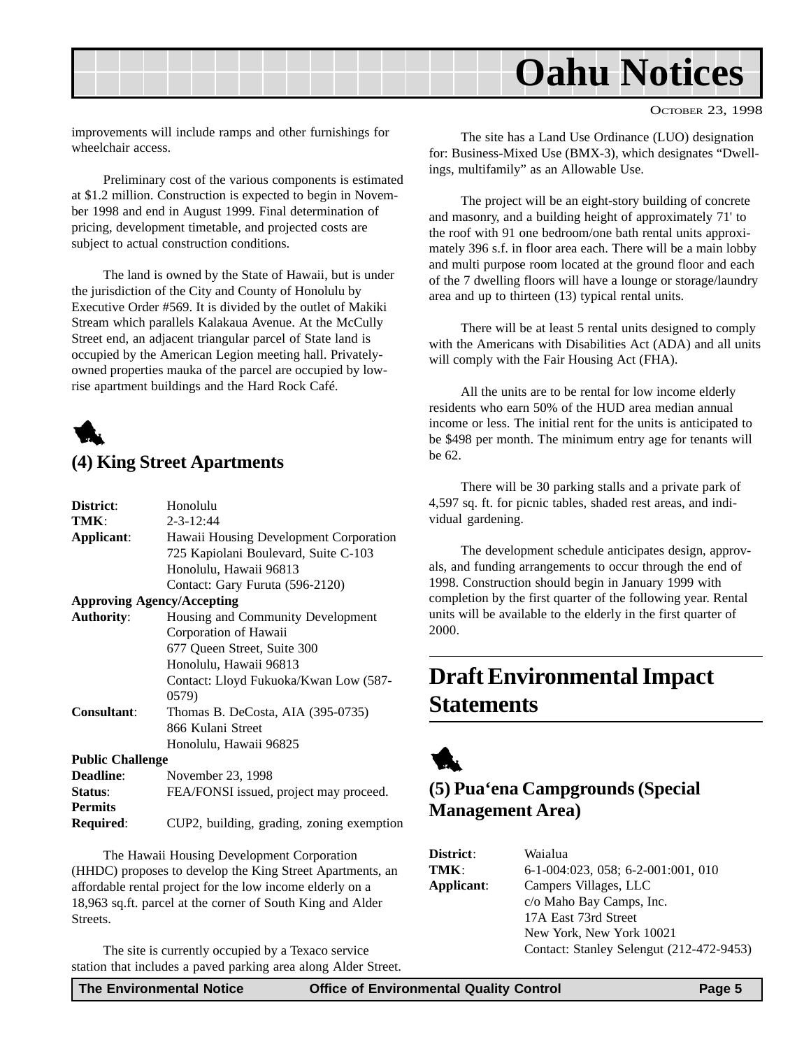improvements will include ramps and other furnishings for wheelchair access.

Preliminary cost of the various components is estimated at $1.2 million. Construction is expected to begin in November 1998 and end in August 1999. Final determination of pricing, development timetable, and projected costs are subject to actual construction conditions.

The land is owned by the State of Hawaii, but is under the jurisdiction of the City and County of Honolulu by Executive Order #569. It is divided by the outlet of Makiki Stream which parallels Kalakaua Avenue. At the McCully Street end, an adjacent triangular parcel of State land is occupied by the American Legion meeting hall. Privately-owned properties mauka of the parcel are occupied by low-rise apartment buildings and the Hard Rock Café.

### (4) King Street Apartments

| | |
|---|---|
| **District**: | Honolulu |
| **TMK**: | 2-3-12:44 |
| **Applicant**: | Hawaii Housing Development Corporation<br>725 Kapiolani Boulevard, Suite C-103<br>Honolulu, Hawaii 96813<br>Contact: Gary Furuta (596-2120) |
| **Approving Agency/Accepting Authority**: | Housing and Community Development Corporation of Hawaii<br>677 Queen Street, Suite 300<br>Honolulu, Hawaii 96813<br>Contact: Lloyd Fukuoka/Kwan Low (587-0579) |
| **Consultant**: | Thomas B. DeCosta, AIA (395-0735)<br>866 Kulani Street<br>Honolulu, Hawaii 96825 |
| **Public Challenge Deadline**: | November 23, 1998 |
| **Status**: | FEA/FONSI issued, project may proceed. |
| **Permits Required**: | CUP2, building, grading, zoning exemption |

The Hawaii Housing Development Corporation (HHDC) proposes to develop the King Street Apartments, an affordable rental project for the low income elderly on a 18,963 sq.ft. parcel at the corner of South King and Alder Streets.

The site is currently occupied by a Texaco service station that includes a paved parking area along Alder Street. The site has a Land Use Ordinance (LUO) designation for: Business-Mixed Use (BMX-3), which designates "Dwellings, multifamily" as an Allowable Use.

The project will be an eight-story building of concrete and masonry, and a building height of approximately 71' to the roof with 91 one bedroom/one bath rental units approximately 396 s.f. in floor area each. There will be a main lobby and multi purpose room located at the ground floor and each of the 7 dwelling floors will have a lounge or storage/laundry area and up to thirteen (13) typical rental units.

There will be at least 5 rental units designed to comply with the Americans with Disabilities Act (ADA) and all units will comply with the Fair Housing Act (FHA).

All the units are to be rental for low income elderly residents who earn 50% of the HUD area median annual income or less. The initial rent for the units is anticipated to be $498 per month. The minimum entry age for tenants will be 62.

There will be 30 parking stalls and a private park of 4,597 sq. ft. for picnic tables, shaded rest areas, and individual gardening.

The development schedule anticipates design, approvals, and funding arrangements to occur through the end of 1998. Construction should begin in January 1999 with completion by the first quarter of the following year. Rental units will be available to the elderly in the first quarter of 2000.

## Draft Environmental Impact Statements

### (5) Pua‘ena Campgrounds (Special Management Area)

| | |
|---|---|
| **District**: | Waialua |
| **TMK**: | 6-1-004:023, 058; 6-2-001:001, 010 |
| **Applicant**: | Campers Villages, LLC<br>c/o Maho Bay Camps, Inc.<br>17A East 73rd Street<br>New York, New York 10021<br>Contact: Stanley Selengut (212-472-9453) |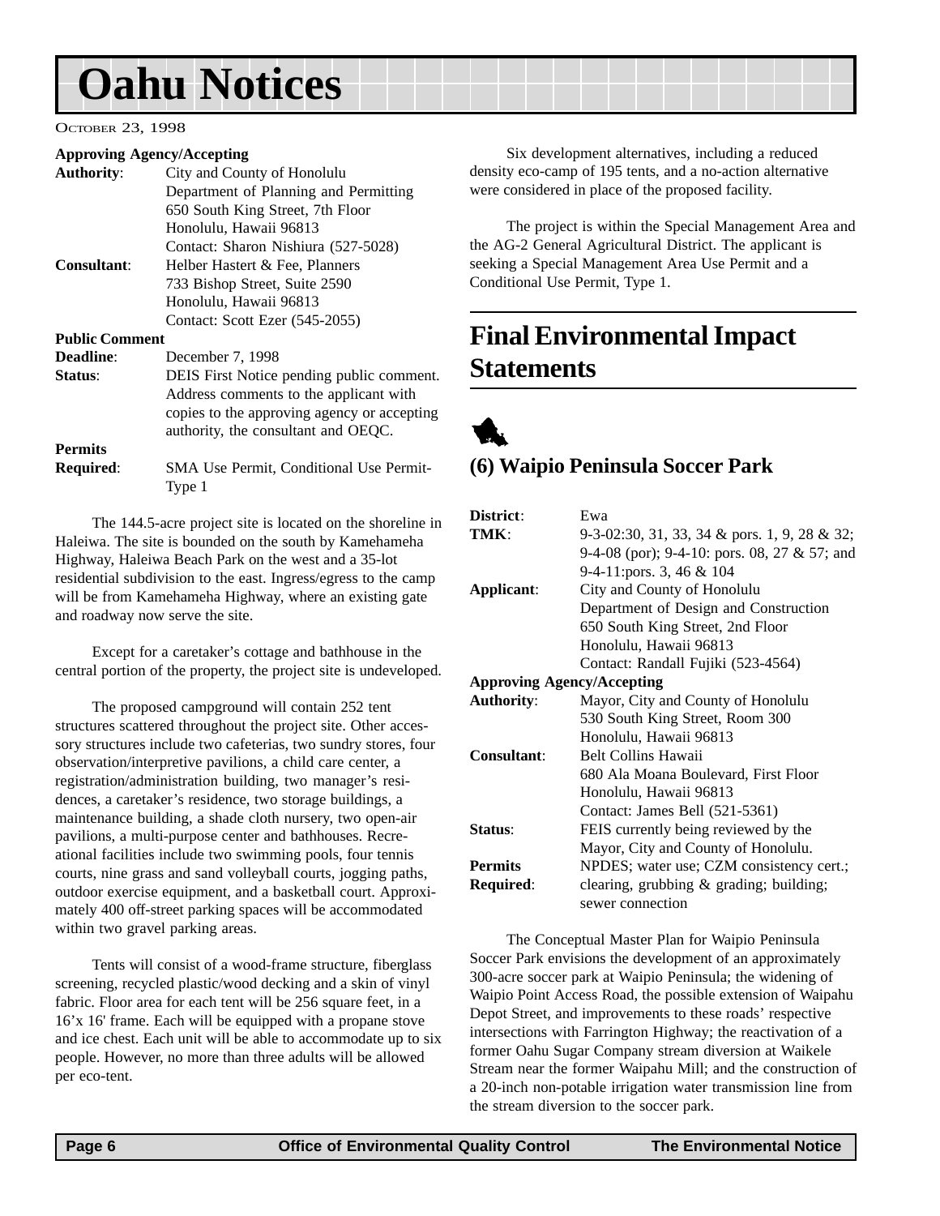# Oahu Notices

October 23, 1998

| | |
|---|---|
| **Approving Agency/Accepting Authority**: | City and County of Honolulu Department of Planning and Permitting 650 South King Street, 7th Floor Honolulu, Hawaii 96813 Contact: Sharon Nishiura (527-5028) |
| **Consultant**: | Helber Hastert & Fee, Planners 733 Bishop Street, Suite 2590 Honolulu, Hawaii 96813 Contact: Scott Ezer (545-2055) |
| **Public Comment Deadline**: | December 7, 1998 |
| **Status**: | DEIS First Notice pending public comment. Address comments to the applicant with copies to the approving agency or accepting authority, the consultant and OEQC. |
| **Permits Required**: | SMA Use Permit, Conditional Use Permit-Type 1 |

The 144.5-acre project site is located on the shoreline in Haleiwa. The site is bounded on the south by Kamehameha Highway, Haleiwa Beach Park on the west and a 35-lot residential subdivision to the east. Ingress/egress to the camp will be from Kamehameha Highway, where an existing gate and roadway now serve the site.

Except for a caretaker's cottage and bathhouse in the central portion of the property, the project site is undeveloped.

The proposed campground will contain 252 tent structures scattered throughout the project site. Other accessory structures include two cafeterias, two sundry stores, four observation/interpretive pavilions, a child care center, a registration/administration building, two manager's residences, a caretaker's residence, two storage buildings, a maintenance building, a shade cloth nursery, two open-air pavilions, a multi-purpose center and bathhouses. Recreational facilities include two swimming pools, four tennis courts, nine grass and sand volleyball courts, jogging paths, outdoor exercise equipment, and a basketball court. Approximately 400 off-street parking spaces will be accommodated within two gravel parking areas.

Tents will consist of a wood-frame structure, fiberglass screening, recycled plastic/wood decking and a skin of vinyl fabric. Floor area for each tent will be 256 square feet, in a 16'x 16' frame. Each will be equipped with a propane stove and ice chest. Each unit will be able to accommodate up to six people. However, no more than three adults will be allowed per eco-tent.

Six development alternatives, including a reduced density eco-camp of 195 tents, and a no-action alternative were considered in place of the proposed facility.

The project is within the Special Management Area and the AG-2 General Agricultural District. The applicant is seeking a Special Management Area Use Permit and a Conditional Use Permit, Type 1.

## Final Environmental Impact Statements

### (6) Waipio Peninsula Soccer Park

| | |
|---|---|
| **District**: | Ewa |
| **TMK**: | 9-3-02:30, 31, 33, 34 & pors. 1, 9, 28 & 32; 9-4-08 (por); 9-4-10: pors. 08, 27 & 57; and 9-4-11:pors. 3, 46 & 104 |
| **Applicant**: | City and County of Honolulu Department of Design and Construction 650 South King Street, 2nd Floor Honolulu, Hawaii 96813 Contact: Randall Fujiki (523-4564) |
| **Approving Agency/Accepting Authority**: | Mayor, City and County of Honolulu 530 South King Street, Room 300 Honolulu, Hawaii 96813 |
| **Consultant**: | Belt Collins Hawaii 680 Ala Moana Boulevard, First Floor Honolulu, Hawaii 96813 Contact: James Bell (521-5361) |
| **Status**: | FEIS currently being reviewed by the Mayor, City and County of Honolulu. |
| **Permits Required**: | NPDES; water use; CZM consistency cert.; clearing, grubbing & grading; building; sewer connection |

The Conceptual Master Plan for Waipio Peninsula Soccer Park envisions the development of an approximately 300-acre soccer park at Waipio Peninsula; the widening of Waipio Point Access Road, the possible extension of Waipahu Depot Street, and improvements to these roads' respective intersections with Farrington Highway; the reactivation of a former Oahu Sugar Company stream diversion at Waikele Stream near the former Waipahu Mill; and the construction of a 20-inch non-potable irrigation water transmission line from the stream diversion to the soccer park.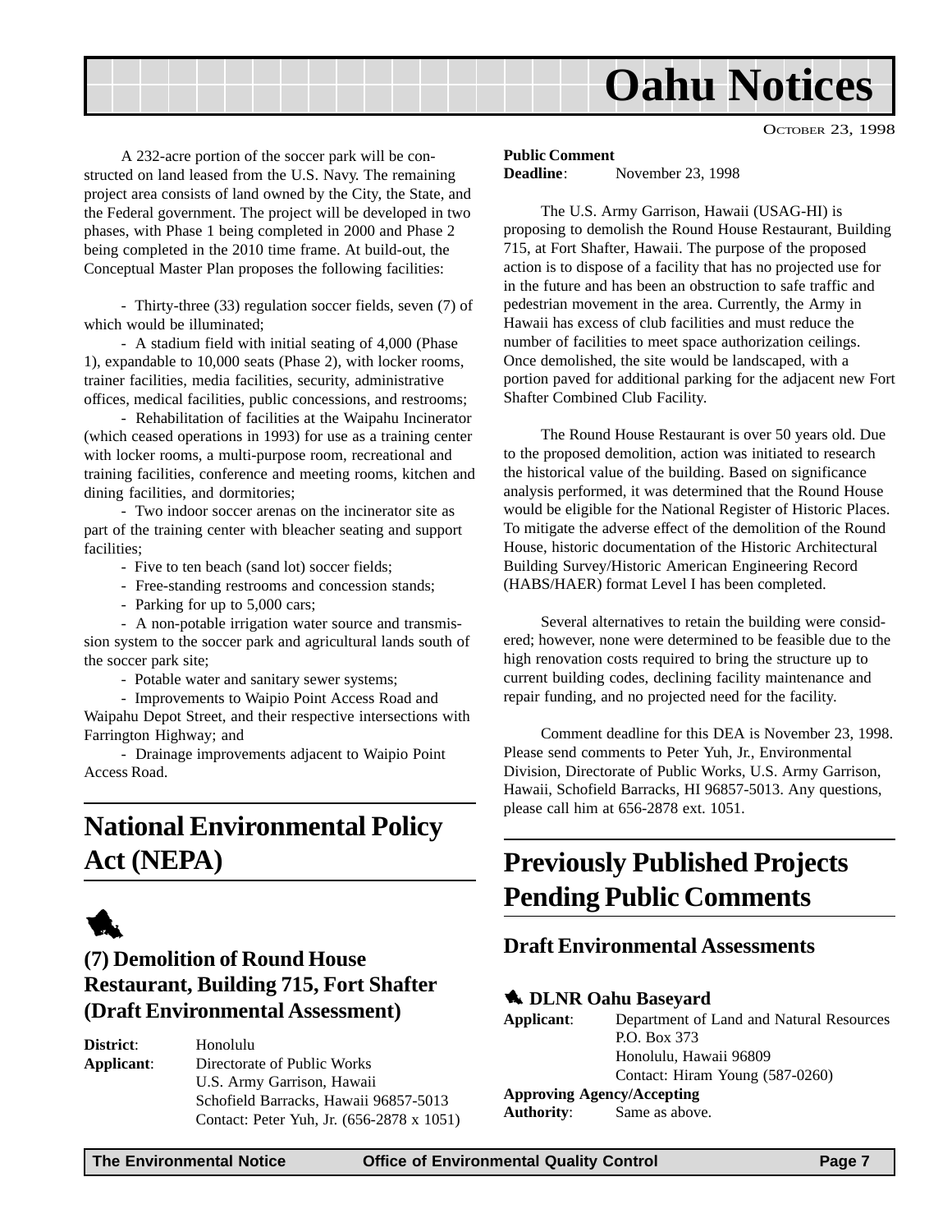A 232-acre portion of the soccer park will be constructed on land leased from the U.S. Navy. The remaining project area consists of land owned by the City, the State, and the Federal government. The project will be developed in two phases, with Phase 1 being completed in 2000 and Phase 2 being completed in the 2010 time frame. At build-out, the Conceptual Master Plan proposes the following facilities:

- Thirty-three (33) regulation soccer fields, seven (7) of which would be illuminated;
- A stadium field with initial seating of 4,000 (Phase 1), expandable to 10,000 seats (Phase 2), with locker rooms, trainer facilities, media facilities, security, administrative offices, medical facilities, public concessions, and restrooms;
- Rehabilitation of facilities at the Waipahu Incinerator (which ceased operations in 1993) for use as a training center with locker rooms, a multi-purpose room, recreational and training facilities, conference and meeting rooms, kitchen and dining facilities, and dormitories;
- Two indoor soccer arenas on the incinerator site as part of the training center with bleacher seating and support facilities;
- Five to ten beach (sand lot) soccer fields;
- Free-standing restrooms and concession stands;
- Parking for up to 5,000 cars;
- A non-potable irrigation water source and transmission system to the soccer park and agricultural lands south of the soccer park site;
- Potable water and sanitary sewer systems;
- Improvements to Waipio Point Access Road and Waipahu Depot Street, and their respective intersections with Farrington Highway; and
- Drainage improvements adjacent to Waipio Point Access Road.

## National Environmental Policy Act (NEPA)

### (7) Demolition of Round House Restaurant, Building 715, Fort Shafter (Draft Environmental Assessment)

**District**: Honolulu
**Applicant**: Directorate of Public Works
U.S. Army Garrison, Hawaii
Schofield Barracks, Hawaii 96857-5013
Contact: Peter Yuh, Jr. (656-2878 x 1051)

**Public Comment Deadline**: November 23, 1998

The U.S. Army Garrison, Hawaii (USAG-HI) is proposing to demolish the Round House Restaurant, Building 715, at Fort Shafter, Hawaii. The purpose of the proposed action is to dispose of a facility that has no projected use for in the future and has been an obstruction to safe traffic and pedestrian movement in the area. Currently, the Army in Hawaii has excess of club facilities and must reduce the number of facilities to meet space authorization ceilings. Once demolished, the site would be landscaped, with a portion paved for additional parking for the adjacent new Fort Shafter Combined Club Facility.

The Round House Restaurant is over 50 years old. Due to the proposed demolition, action was initiated to research the historical value of the building. Based on significance analysis performed, it was determined that the Round House would be eligible for the National Register of Historic Places. To mitigate the adverse effect of the demolition of the Round House, historic documentation of the Historic Architectural Building Survey/Historic American Engineering Record (HABS/HAER) format Level I has been completed.

Several alternatives to retain the building were considered; however, none were determined to be feasible due to the high renovation costs required to bring the structure up to current building codes, declining facility maintenance and repair funding, and no projected need for the facility.

Comment deadline for this DEA is November 23, 1998. Please send comments to Peter Yuh, Jr., Environmental Division, Directorate of Public Works, U.S. Army Garrison, Hawaii, Schofield Barracks, HI 96857-5013. Any questions, please call him at 656-2878 ext. 1051.

## Previously Published Projects Pending Public Comments

### Draft Environmental Assessments

#### DLNR Oahu Baseyard

**Applicant**: Department of Land and Natural Resources
P.O. Box 373
Honolulu, Hawaii 96809
Contact: Hiram Young (587-0260)

**Approving Agency/Accepting Authority**: Same as above.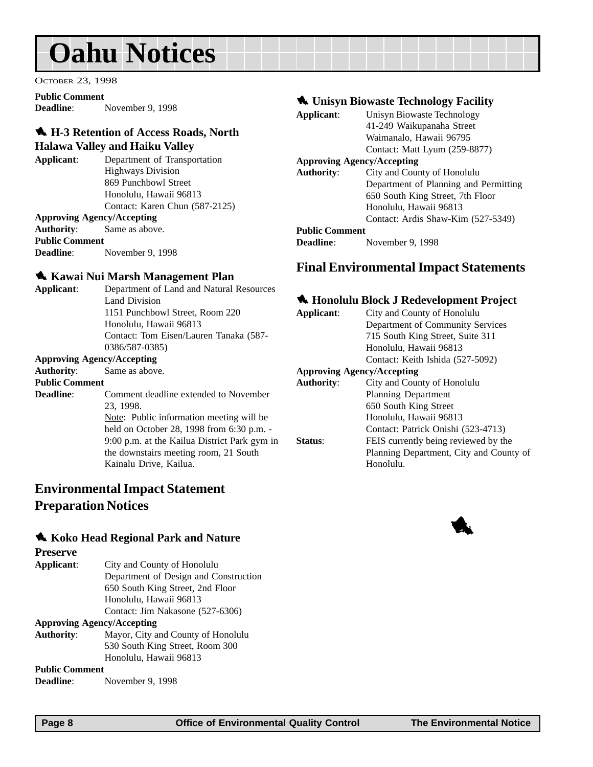# Oahu Notices

October 23, 1998

**Public Comment Deadline**: November 9, 1998

### H-3 Retention of Access Roads, North Halawa Valley and Haiku Valley

**Applicant**: Department of Transportation
Highways Division
869 Punchbowl Street
Honolulu, Hawaii 96813
Contact: Karen Chun (587-2125)

**Approving Agency/Accepting Authority**: Same as above.

**Public Comment Deadline**: November 9, 1998

### Kawai Nui Marsh Management Plan

**Applicant**: Department of Land and Natural Resources
Land Division
1151 Punchbowl Street, Room 220
Honolulu, Hawaii 96813
Contact: Tom Eisen/Lauren Tanaka (587-0386/587-0385)

**Approving Agency/Accepting Authority**: Same as above.

**Public Comment Deadline**: Comment deadline extended to November 23, 1998.
Note: Public information meeting will be held on October 28, 1998 from 6:30 p.m. - 9:00 p.m. at the Kailua District Park gym in the downstairs meeting room, 21 South Kainalu Drive, Kailua.

## Environmental Impact Statement Preparation Notices

### Koko Head Regional Park and Nature Preserve

**Applicant**: City and County of Honolulu
Department of Design and Construction
650 South King Street, 2nd Floor
Honolulu, Hawaii 96813
Contact: Jim Nakasone (527-6306)

**Approving Agency/Accepting Authority**: Mayor, City and County of Honolulu
530 South King Street, Room 300
Honolulu, Hawaii 96813

**Public Comment Deadline**: November 9, 1998

### Unisyn Biowaste Technology Facility

**Applicant**: Unisyn Biowaste Technology
41-249 Waikupanaha Street
Waimanalo, Hawaii 96795
Contact: Matt Lyum (259-8877)

**Approving Agency/Accepting Authority**: City and County of Honolulu
Department of Planning and Permitting
650 South King Street, 7th Floor
Honolulu, Hawaii 96813
Contact: Ardis Shaw-Kim (527-5349)

**Public Comment Deadline**: November 9, 1998

## Final Environmental Impact Statements

### Honolulu Block J Redevelopment Project

**Applicant**: City and County of Honolulu
Department of Community Services
715 South King Street, Suite 311
Honolulu, Hawaii 96813
Contact: Keith Ishida (527-5092)

**Approving Agency/Accepting Authority**: City and County of Honolulu
Planning Department
650 South King Street
Honolulu, Hawaii 96813
Contact: Patrick Onishi (523-4713)

**Status**: FEIS currently being reviewed by the Planning Department, City and County of Honolulu.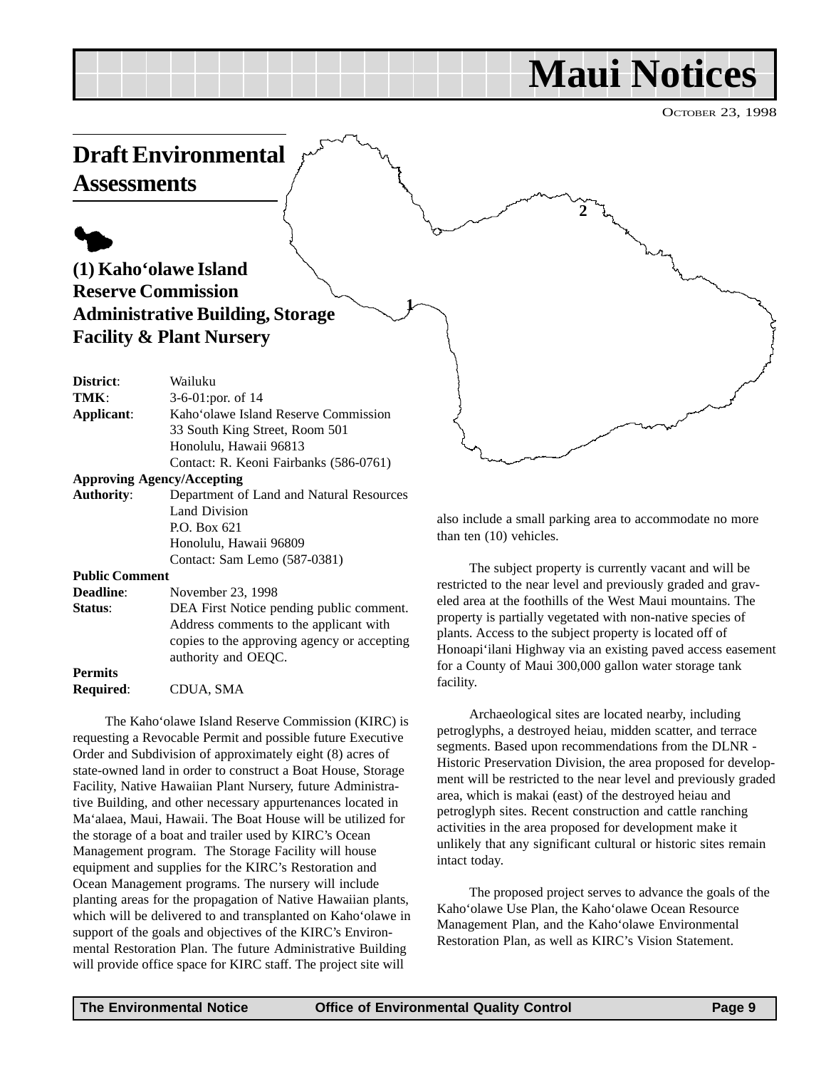# Maui Notices

October 23, 1998

## Draft Environmental Assessments

### (1) Kaho‘olawe Island Reserve Commission Administrative Building, Storage Facility & Plant Nursery

**District**: Wailuku
**TMK**: 3-6-01:por. of 14
**Applicant**: Kaho‘olawe Island Reserve Commission
33 South King Street, Room 501
Honolulu, Hawaii 96813
Contact: R. Keoni Fairbanks (586-0761)

**Approving Agency/Accepting Authority**: Department of Land and Natural Resources
Land Division
P.O. Box 621
Honolulu, Hawaii 96809
Contact: Sam Lemo (587-0381)

**Public Comment Deadline**: November 23, 1998
**Status**: DEA First Notice pending public comment. Address comments to the applicant with copies to the approving agency or accepting authority and OEQC.

**Permits Required**: CDUA, SMA

The Kaho‘olawe Island Reserve Commission (KIRC) is requesting a Revocable Permit and possible future Executive Order and Subdivision of approximately eight (8) acres of state-owned land in order to construct a Boat House, Storage Facility, Native Hawaiian Plant Nursery, future Administrative Building, and other necessary appurtenances located in Ma‘alaea, Maui, Hawaii. The Boat House will be utilized for the storage of a boat and trailer used by KIRC’s Ocean Management program. The Storage Facility will house equipment and supplies for the KIRC’s Restoration and Ocean Management programs. The nursery will include planting areas for the propagation of Native Hawaiian plants, which will be delivered to and transplanted on Kaho‘olawe in support of the goals and objectives of the KIRC’s Environmental Restoration Plan. The future Administrative Building will provide office space for KIRC staff. The project site will also include a small parking area to accommodate no more than ten (10) vehicles.

The subject property is currently vacant and will be restricted to the near level and previously graded and graveled area at the foothills of the West Maui mountains. The property is partially vegetated with non-native species of plants. Access to the subject property is located off of Honoapi‘ilani Highway via an existing paved access easement for a County of Maui 300,000 gallon water storage tank facility.

Archaeological sites are located nearby, including petroglyphs, a destroyed heiau, midden scatter, and terrace segments. Based upon recommendations from the DLNR - Historic Preservation Division, the area proposed for development will be restricted to the near level and previously graded area, which is makai (east) of the destroyed heiau and petroglyph sites. Recent construction and cattle ranching activities in the area proposed for development make it unlikely that any significant cultural or historic sites remain intact today.

The proposed project serves to advance the goals of the Kaho‘olawe Use Plan, the Kaho‘olawe Ocean Resource Management Plan, and the Kaho‘olawe Environmental Restoration Plan, as well as KIRC’s Vision Statement.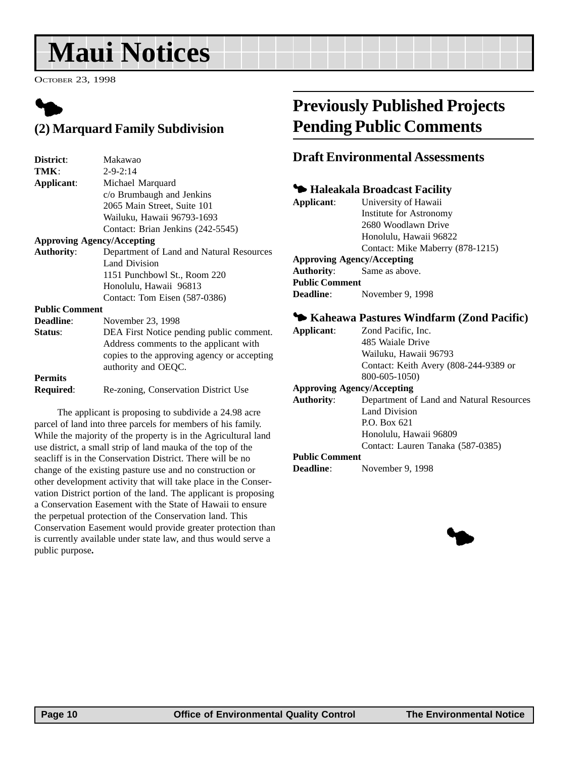# Maui Notices

OCTOBER 23, 1998

## (2) Marquard Family Subdivision

**District**: Makawao
**TMK**: 2-9-2:14
**Applicant**: Michael Marquard
c/o Brumbaugh and Jenkins
2065 Main Street, Suite 101
Wailuku, Hawaii 96793-1693
Contact: Brian Jenkins (242-5545)

**Approving Agency/Accepting Authority**: Department of Land and Natural Resources
Land Division
1151 Punchbowl St., Room 220
Honolulu, Hawaii 96813
Contact: Tom Eisen (587-0386)

**Public Comment Deadline**: November 23, 1998

**Status**: DEA First Notice pending public comment. Address comments to the applicant with copies to the approving agency or accepting authority and OEQC.

**Permits Required**: Re-zoning, Conservation District Use

The applicant is proposing to subdivide a 24.98 acre parcel of land into three parcels for members of his family. While the majority of the property is in the Agricultural land use district, a small strip of land mauka of the top of the seacliff is in the Conservation District. There will be no change of the existing pasture use and no construction or other development activity that will take place in the Conservation District portion of the land. The applicant is proposing a Conservation Easement with the State of Hawaii to ensure the perpetual protection of the Conservation land. This Conservation Easement would provide greater protection than is currently available under state law, and thus would serve a public purpose**.**

## Previously Published Projects Pending Public Comments

### Draft Environmental Assessments

#### Haleakala Broadcast Facility

**Applicant**: University of Hawaii
Institute for Astronomy
2680 Woodlawn Drive
Honolulu, Hawaii 96822
Contact: Mike Maberry (878-1215)

**Approving Agency/Accepting Authority**: Same as above.

**Public Comment Deadline**: November 9, 1998

#### Kaheawa Pastures Windfarm (Zond Pacific)

**Applicant**: Zond Pacific, Inc.
485 Waiale Drive
Wailuku, Hawaii 96793
Contact: Keith Avery (808-244-9389 or 800-605-1050)

**Approving Agency/Accepting Authority**: Department of Land and Natural Resources
Land Division
P.O. Box 621
Honolulu, Hawaii 96809
Contact: Lauren Tanaka (587-0385)

**Public Comment Deadline**: November 9, 1998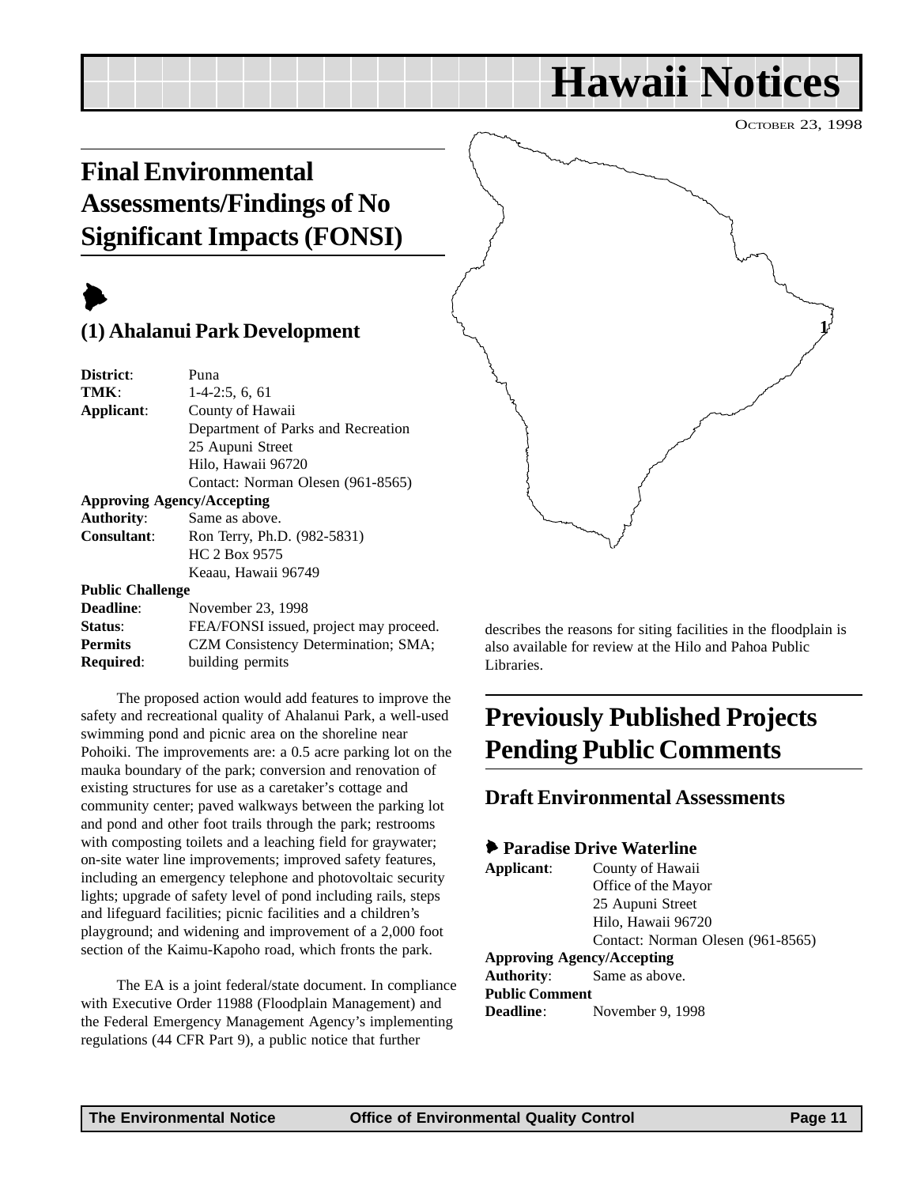# Hawaii Notices

OCTOBER 23, 1998

## Final Environmental Assessments/Findings of No Significant Impacts (FONSI)

### (1) Ahalanui Park Development

| | |
|---|---|
| **District**: | Puna |
| **TMK**: | 1-4-2:5, 6, 61 |
| **Applicant**: | County of Hawaii<br>Department of Parks and Recreation<br>25 Aupuni Street<br>Hilo, Hawaii 96720<br>Contact: Norman Olesen (961-8565) |
| **Approving Agency/Accepting Authority**: | Same as above. |
| **Consultant**: | Ron Terry, Ph.D. (982-5831)<br>HC 2 Box 9575<br>Keaau, Hawaii 96749 |
| **Public Challenge Deadline**: | November 23, 1998 |
| **Status**: | FEA/FONSI issued, project may proceed. |
| **Permits Required**: | CZM Consistency Determination; SMA; building permits |

The proposed action would add features to improve the safety and recreational quality of Ahalanui Park, a well-used swimming pond and picnic area on the shoreline near Pohoiki. The improvements are: a 0.5 acre parking lot on the mauka boundary of the park; conversion and renovation of existing structures for use as a caretaker's cottage and community center; paved walkways between the parking lot and pond and other foot trails through the park; restrooms with composting toilets and a leaching field for graywater; on-site water line improvements; improved safety features, including an emergency telephone and photovoltaic security lights; upgrade of safety level of pond including rails, steps and lifeguard facilities; picnic facilities and a children's playground; and widening and improvement of a 2,000 foot section of the Kaimu-Kapoho road, which fronts the park.

The EA is a joint federal/state document. In compliance with Executive Order 11988 (Floodplain Management) and the Federal Emergency Management Agency's implementing regulations (44 CFR Part 9), a public notice that further describes the reasons for siting facilities in the floodplain is also available for review at the Hilo and Pahoa Public Libraries.

## Previously Published Projects Pending Public Comments

### Draft Environmental Assessments

#### Paradise Drive Waterline

| | |
|---|---|
| **Applicant**: | County of Hawaii<br>Office of the Mayor<br>25 Aupuni Street<br>Hilo, Hawaii 96720<br>Contact: Norman Olesen (961-8565) |
| **Approving Agency/Accepting Authority**: | Same as above. |
| **Public Comment Deadline**: | November 9, 1998 |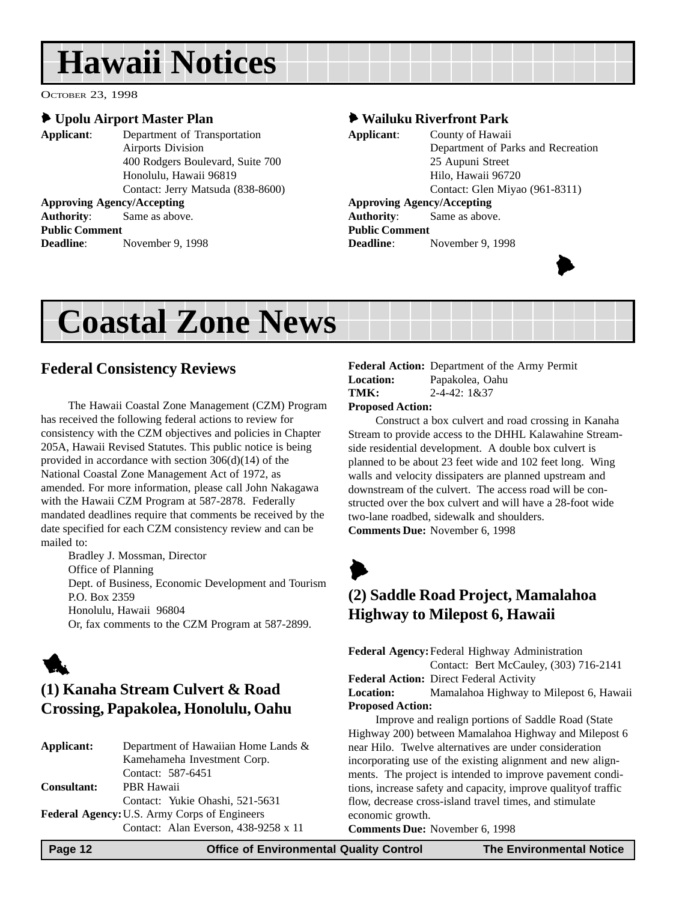# Hawaii Notices

OCTOBER 23, 1998

### Upolu Airport Master Plan

**Applicant**: Department of Transportation
Airports Division
400 Rodgers Boulevard, Suite 700
Honolulu, Hawaii 96819
Contact: Jerry Matsuda (838-8600)

**Approving Agency/Accepting Authority**: Same as above.

**Public Comment Deadline**: November 9, 1998

### Wailuku Riverfront Park

**Applicant**: County of Hawaii
Department of Parks and Recreation
25 Aupuni Street
Hilo, Hawaii 96720
Contact: Glen Miyao (961-8311)

**Approving Agency/Accepting Authority**: Same as above.

**Public Comment Deadline**: November 9, 1998

# Coastal Zone News

## Federal Consistency Reviews

The Hawaii Coastal Zone Management (CZM) Program has received the following federal actions to review for consistency with the CZM objectives and policies in Chapter 205A, Hawaii Revised Statutes. This public notice is being provided in accordance with section 306(d)(14) of the National Coastal Zone Management Act of 1972, as amended. For more information, please call John Nakagawa with the Hawaii CZM Program at 587-2878. Federally mandated deadlines require that comments be received by the date specified for each CZM consistency review and can be mailed to:

Bradley J. Mossman, Director
Office of Planning
Dept. of Business, Economic Development and Tourism
P.O. Box 2359
Honolulu, Hawaii 96804
Or, fax comments to the CZM Program at 587-2899.

## (1) Kanaha Stream Culvert & Road Crossing, Papakolea, Honolulu, Oahu

**Applicant:** Department of Hawaiian Home Lands & Kamehameha Investment Corp.
Contact: 587-6451

**Consultant:** PBR Hawaii
Contact: Yukie Ohashi, 521-5631

**Federal Agency:** U.S. Army Corps of Engineers
Contact: Alan Everson, 438-9258 x 11

**Federal Action:** Department of the Army Permit

**Location:** Papakolea, Oahu

**TMK:** 2-4-42: 1&37

**Proposed Action:**

Construct a box culvert and road crossing in Kanaha Stream to provide access to the DHHL Kalawahine Streamside residential development. A double box culvert is planned to be about 23 feet wide and 102 feet long. Wing walls and velocity dissipaters are planned upstream and downstream of the culvert. The access road will be constructed over the box culvert and will have a 28-foot wide two-lane roadbed, sidewalk and shoulders.

**Comments Due:** November 6, 1998

## (2) Saddle Road Project, Mamalahoa Highway to Milepost 6, Hawaii

**Federal Agency:** Federal Highway Administration
Contact: Bert McCauley, (303) 716-2141

**Federal Action:** Direct Federal Activity

**Location:** Mamalahoa Highway to Milepost 6, Hawaii

**Proposed Action:**

Improve and realign portions of Saddle Road (State Highway 200) between Mamalahoa Highway and Milepost 6 near Hilo. Twelve alternatives are under consideration incorporating use of the existing alignment and new alignments. The project is intended to improve pavement conditions, increase safety and capacity, improve qualityof traffic flow, decrease cross-island travel times, and stimulate economic growth.

**Comments Due:** November 6, 1998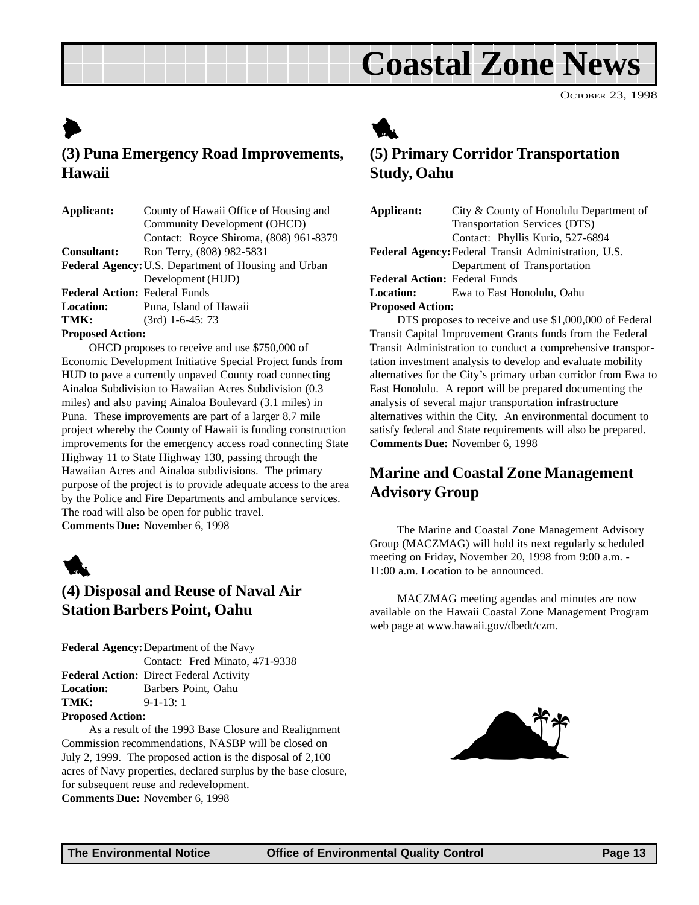## (3) Puna Emergency Road Improvements, Hawaii

**Applicant:** County of Hawaii Office of Housing and Community Development (OHCD)
Contact: Royce Shiroma, (808) 961-8379
**Consultant:** Ron Terry, (808) 982-5831
**Federal Agency:** U.S. Department of Housing and Urban Development (HUD)
**Federal Action:** Federal Funds
**Location:** Puna, Island of Hawaii
**TMK:** (3rd) 1-6-45: 73
**Proposed Action:**

OHCD proposes to receive and use $750,000 of Economic Development Initiative Special Project funds from HUD to pave a currently unpaved County road connecting Ainaloa Subdivision to Hawaiian Acres Subdivision (0.3 miles) and also paving Ainaloa Boulevard (3.1 miles) in Puna. These improvements are part of a larger 8.7 mile project whereby the County of Hawaii is funding construction improvements for the emergency access road connecting State Highway 11 to State Highway 130, passing through the Hawaiian Acres and Ainaloa subdivisions. The primary purpose of the project is to provide adequate access to the area by the Police and Fire Departments and ambulance services. The road will also be open for public travel.
**Comments Due:** November 6, 1998

## (4) Disposal and Reuse of Naval Air Station Barbers Point, Oahu

**Federal Agency:** Department of the Navy
Contact: Fred Minato, 471-9338
**Federal Action:** Direct Federal Activity
**Location:** Barbers Point, Oahu
**TMK:** 9-1-13: 1
**Proposed Action:**

As a result of the 1993 Base Closure and Realignment Commission recommendations, NASBP will be closed on July 2, 1999. The proposed action is the disposal of 2,100 acres of Navy properties, declared surplus by the base closure, for subsequent reuse and redevelopment.
**Comments Due:** November 6, 1998

## (5) Primary Corridor Transportation Study, Oahu

**Applicant:** City & County of Honolulu Department of Transportation Services (DTS)
Contact: Phyllis Kurio, 527-6894
**Federal Agency:** Federal Transit Administration, U.S. Department of Transportation
**Federal Action:** Federal Funds
**Location:** Ewa to East Honolulu, Oahu
**Proposed Action:**

DTS proposes to receive and use $1,000,000 of Federal Transit Capital Improvement Grants funds from the Federal Transit Administration to conduct a comprehensive transportation investment analysis to develop and evaluate mobility alternatives for the City's primary urban corridor from Ewa to East Honolulu. A report will be prepared documenting the analysis of several major transportation infrastructure alternatives within the City. An environmental document to satisfy federal and State requirements will also be prepared.
**Comments Due:** November 6, 1998

## Marine and Coastal Zone Management Advisory Group

The Marine and Coastal Zone Management Advisory Group (MACZMAG) will hold its next regularly scheduled meeting on Friday, November 20, 1998 from 9:00 a.m. - 11:00 a.m. Location to be announced.

MACZMAG meeting agendas and minutes are now available on the Hawaii Coastal Zone Management Program web page at www.hawaii.gov/dbedt/czm.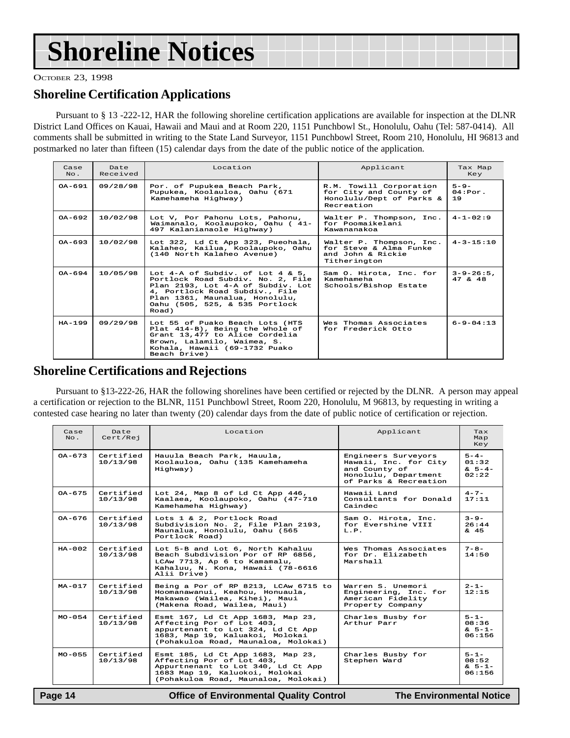# Shoreline Notices

October 23, 1998

## Shoreline Certification Applications

Pursuant to § 13 -222-12, HAR the following shoreline certification applications are available for inspection at the DLNR District Land Offices on Kauai, Hawaii and Maui and at Room 220, 1151 Punchbowl St., Honolulu, Oahu (Tel: 587-0414). All comments shall be submitted in writing to the State Land Surveyor, 1151 Punchbowl Street, Room 210, Honolulu, HI 96813 and postmarked no later than fifteen (15) calendar days from the date of the public notice of the application.

| Case No. | Date Received | Location | Applicant | Tax Map Key |
|---|---|---|---|---|
| OA-691 | 09/28/98 | Por. of Pupukea Beach Park, Pupukea, Koolauloa, Oahu (671 Kamehameha Highway) | R.M. Towill Corporation for City and County of Honolulu/Dept of Parks & Recreation | 5-9-04:Por. 19 |
| OA-692 | 10/02/98 | Lot V, Por Pahonu Lots, Pahonu, Waimanalo, Koolaupoko, Oahu ( 41-497 Kalanianaole Highway) | Walter P. Thompson, Inc. for Poomaikelani Kawananakoa | 4-1-02:9 |
| OA-693 | 10/02/98 | Lot 322, Ld Ct App 323, Pueohala, Kalaheo, Kailua, Koolaupoko, Oahu (140 North Kalaheo Avenue) | Walter P. Thompson, Inc. for Steve & Alma Funke and John & Rickie Titherington | 4-3-15:10 |
| OA-694 | 10/05/98 | Lot 4-A of Subdiv. of Lot 4 & 5, Portlock Road Subdiv. No. 2, File Plan 2193, Lot 4-A of Subdiv. Lot 4, Portlock Road Subdiv., File Plan 1361, Maunalua, Honolulu, Oahu (505, 525, & 535 Portlock Road) | Sam O. Hirota, Inc. for Kamehameha Schools/Bishop Estate | 3-9-26:5, 47 & 48 |
| HA-199 | 09/29/98 | Lot 55 of Puako Beach Lots (HTS Plat 414-B), Being the Whole of Grant 13,477 to Alice Cordelia Brown, Lalamilo, Waimea, S. Kohala, Hawaii (69-1732 Puako Beach Drive) | Wes Thomas Associates for Frederick Otto | 6-9-04:13 |

## Shoreline Certifications and Rejections

Pursuant to §13-222-26, HAR the following shorelines have been certified or rejected by the DLNR. A person may appeal a certification or rejection to the BLNR, 1151 Punchbowl Street, Room 220, Honolulu, M 96813, by requesting in writing a contested case hearing no later than twenty (20) calendar days from the date of public notice of certification or rejection.

| Case No. | Date Cert/Rej | Location | Applicant | Tax Map Key |
|---|---|---|---|---|
| OA-673 | Certified 10/13/98 | Hauula Beach Park, Hauula, Koolauloa, Oahu (135 Kamehameha Highway) | Engineers Surveyors Hawaii, Inc. for City and County of Honolulu, Department of Parks & Recreation | 5-4-01:32 & 5-4-02:22 |
| OA-675 | Certified 10/13/98 | Lot 24, Map 8 of Ld Ct App 446, Kaalaea, Koolaupoko, Oahu (47-710 Kamehameha Highway) | Hawaii Land Consultants for Donald Caindec | 4-7-17:11 |
| OA-676 | Certified 10/13/98 | Lots 1 & 2, Portlock Road Subdivision No. 2, File Plan 2193, Maunalua, Honolulu, Oahu (565 Portlock Road) | Sam O. Hirota, Inc. for Evershine VIII L.P. | 3-9-26:44 & 45 |
| HA-002 | Certified 10/13/98 | Lot 5-B and Lot 6, North Kahaluu Beach Subdivision Por of RP 6856, LCAw 7713, Ap 6 to Kamamalu, Kahaluu, N. Kona, Hawaii (78-6616 Alii Drive) | Wes Thomas Associates for Dr. Elizabeth Marshall | 7-8-14:50 |
| MA-017 | Certified 10/13/98 | Being a Por of RP 8213, LCAw 6715 to Hoomanawanui, Keahou, Honuaula, Makawao (Wailea, Kihei), Maui (Makena Road, Wailea, Maui) | Warren S. Unemori Engineering, Inc. for American Fidelity Property Company | 2-1-12:15 |
| MO-054 | Certified 10/13/98 | Esmt 167, Ld Ct App 1683, Map 23, Affecting Por of Lot 403, appurtenant to Lot 324, Ld Ct App 1683, Map 19, Kaluakoi, Molokai (Pohakuloa Road, Maunaloa, Molokai) | Charles Busby for Arthur Parr | 5-1-08:36 & 5-1-06:156 |
| MO-055 | Certified 10/13/98 | Esmt 185, Ld Ct App 1683, Map 23, Affecting Por of Lot 403, Appurtnenant to Lot 340, Ld Ct App 1683 Map 19, Kaluokoi, Molokai (Pohakuloa Road, Maunaloa, Molokai) | Charles Busby for Stephen Ward | 5-1-08:52 & 5-1-06:156 |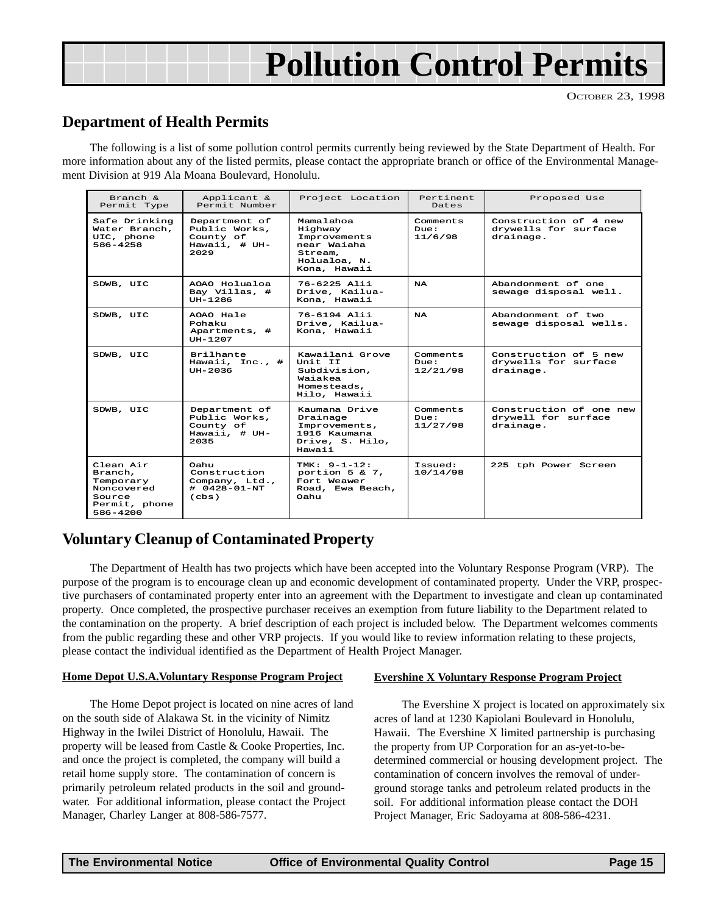# Pollution Control Permits

OCTOBER 23, 1998

## Department of Health Permits

The following is a list of some pollution control permits currently being reviewed by the State Department of Health. For more information about any of the listed permits, please contact the appropriate branch or office of the Environmental Management Division at 919 Ala Moana Boulevard, Honolulu.

| Branch & Permit Type | Applicant & Permit Number | Project Location | Pertinent Dates | Proposed Use |
|---|---|---|---|---|
| Safe Drinking Water Branch, UIC, phone 586-4258 | Department of Public Works, County of Hawaii, # UH-2029 | Mamalahoa Highway Improvements near Waiaha Stream, Holualoa, N. Kona, Hawaii | Comments Due: 11/6/98 | Construction of 4 new drywells for surface drainage. |
| SDWB, UIC | AOAO Holualoa Bay Villas, # UH-1286 | 76-6225 Alii Drive, Kailua-Kona, Hawaii | NA | Abandonment of one sewage disposal well. |
| SDWB, UIC | AOAO Hale Pohaku Apartments, # UH-1207 | 76-6194 Alii Drive, Kailua-Kona, Hawaii | NA | Abandonment of two sewage disposal wells. |
| SDWB, UIC | Brilhante Hawaii, Inc., # UH-2036 | Kawailani Grove Unit II Subdivision, Waiakea Homesteads, Hilo, Hawaii | Comments Due: 12/21/98 | Construction of 5 new drywells for surface drainage. |
| SDWB, UIC | Department of Public Works, County of Hawaii, # UH-2035 | Kaumana Drive Drainage Improvements, 1916 Kaumana Drive, S. Hilo, Hawaii | Comments Due: 11/27/98 | Construction of one new drywell for surface drainage. |
| Clean Air Branch, Temporary Noncovered Source Permit, phone 586-4200 | Oahu Construction Company, Ltd., # 0428-01-NT (cbs) | TMK: 9-1-12: portion 5 & 7, Fort Weaver Road, Ewa Beach, Oahu | Issued: 10/14/98 | 225 tph Power Screen |

## Voluntary Cleanup of Contaminated Property

The Department of Health has two projects which have been accepted into the Voluntary Response Program (VRP). The purpose of the program is to encourage clean up and economic development of contaminated property. Under the VRP, prospective purchasers of contaminated property enter into an agreement with the Department to investigate and clean up contaminated property. Once completed, the prospective purchaser receives an exemption from future liability to the Department related to the contamination on the property. A brief description of each project is included below. The Department welcomes comments from the public regarding these and other VRP projects. If you would like to review information relating to these projects, please contact the individual identified as the Department of Health Project Manager.

**Home Depot U.S.A.Voluntary Response Program Project**

The Home Depot project is located on nine acres of land on the south side of Alakawa St. in the vicinity of Nimitz Highway in the Iwilei District of Honolulu, Hawaii. The property will be leased from Castle & Cooke Properties, Inc. and once the project is completed, the company will build a retail home supply store. The contamination of concern is primarily petroleum related products in the soil and groundwater. For additional information, please contact the Project Manager, Charley Langer at 808-586-7577.

**Evershine X Voluntary Response Program Project**

The Evershine X project is located on approximately six acres of land at 1230 Kapiolani Boulevard in Honolulu, Hawaii. The Evershine X limited partnership is purchasing the property from UP Corporation for an as-yet-to-be-determined commercial or housing development project. The contamination of concern involves the removal of underground storage tanks and petroleum related products in the soil. For additional information please contact the DOH Project Manager, Eric Sadoyama at 808-586-4231.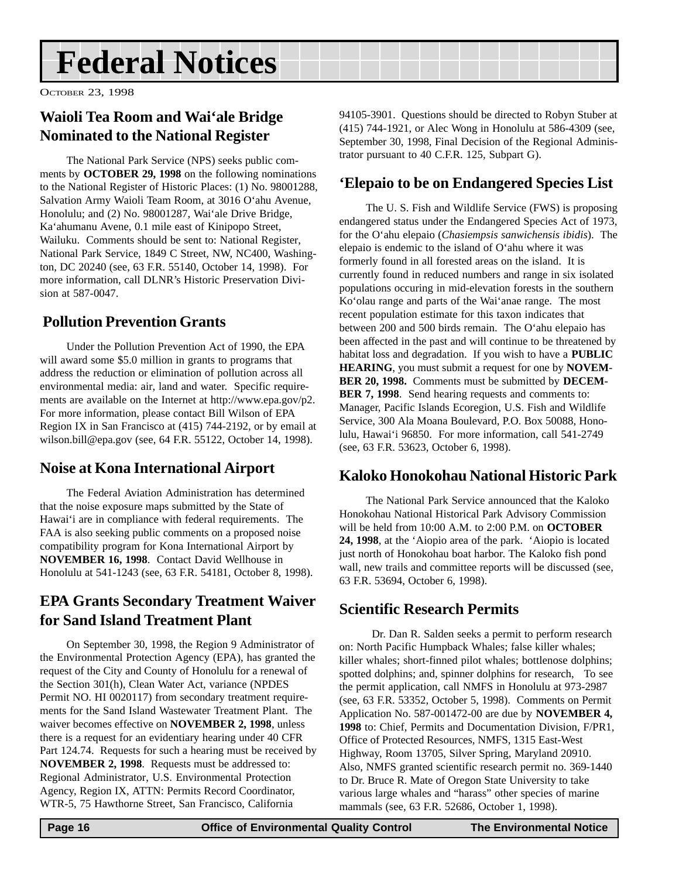# Federal Notices

October 23, 1998

## Waioli Tea Room and Wai'ale Bridge Nominated to the National Register

The National Park Service (NPS) seeks public comments by **OCTOBER 29, 1998** on the following nominations to the National Register of Historic Places: (1) No. 98001288, Salvation Army Waioli Team Room, at 3016 O'ahu Avenue, Honolulu; and (2) No. 98001287, Wai'ale Drive Bridge, Ka'ahumanu Avene, 0.1 mile east of Kinipopo Street, Wailuku. Comments should be sent to: National Register, National Park Service, 1849 C Street, NW, NC400, Washington, DC 20240 (see, 63 F.R. 55140, October 14, 1998). For more information, call DLNR's Historic Preservation Division at 587-0047.

## Pollution Prevention Grants

Under the Pollution Prevention Act of 1990, the EPA will award some $5.0 million in grants to programs that address the reduction or elimination of pollution across all environmental media: air, land and water. Specific requirements are available on the Internet at http://www.epa.gov/p2. For more information, please contact Bill Wilson of EPA Region IX in San Francisco at (415) 744-2192, or by email at wilson.bill@epa.gov (see, 64 F.R. 55122, October 14, 1998).

## Noise at Kona International Airport

The Federal Aviation Administration has determined that the noise exposure maps submitted by the State of Hawai'i are in compliance with federal requirements. The FAA is also seeking public comments on a proposed noise compatibility program for Kona International Airport by **NOVEMBER 16, 1998**. Contact David Wellhouse in Honolulu at 541-1243 (see, 63 F.R. 54181, October 8, 1998).

## EPA Grants Secondary Treatment Waiver for Sand Island Treatment Plant

On September 30, 1998, the Region 9 Administrator of the Environmental Protection Agency (EPA), has granted the request of the City and County of Honolulu for a renewal of the Section 301(h), Clean Water Act, variance (NPDES Permit NO. HI 0020117) from secondary treatment requirements for the Sand Island Wastewater Treatment Plant. The waiver becomes effective on **NOVEMBER 2, 1998**, unless there is a request for an evidentiary hearing under 40 CFR Part 124.74. Requests for such a hearing must be received by **NOVEMBER 2, 1998**. Requests must be addressed to: Regional Administrator, U.S. Environmental Protection Agency, Region IX, ATTN: Permits Record Coordinator, WTR-5, 75 Hawthorne Street, San Francisco, California 94105-3901. Questions should be directed to Robyn Stuber at (415) 744-1921, or Alec Wong in Honolulu at 586-4309 (see, September 30, 1998, Final Decision of the Regional Administrator pursuant to 40 C.F.R. 125, Subpart G).

## 'Elepaio to be on Endangered Species List

The U. S. Fish and Wildlife Service (FWS) is proposing endangered status under the Endangered Species Act of 1973, for the O'ahu elepaio (*Chasiempsis sanwichensis ibidis*). The elepaio is endemic to the island of O'ahu where it was formerly found in all forested areas on the island. It is currently found in reduced numbers and range in six isolated populations occuring in mid-elevation forests in the southern Ko'olau range and parts of the Wai'anae range. The most recent population estimate for this taxon indicates that between 200 and 500 birds remain. The O'ahu elepaio has been affected in the past and will continue to be threatened by habitat loss and degradation. If you wish to have a **PUBLIC HEARING**, you must submit a request for one by **NOVEMBER 20, 1998.** Comments must be submitted by **DECEMBER 7, 1998**. Send hearing requests and comments to: Manager, Pacific Islands Ecoregion, U.S. Fish and Wildlife Service, 300 Ala Moana Boulevard, P.O. Box 50088, Honolulu, Hawai'i 96850. For more information, call 541-2749 (see, 63 F.R. 53623, October 6, 1998).

## Kaloko Honokohau National Historic Park

The National Park Service announced that the Kaloko Honokohau National Historical Park Advisory Commission will be held from 10:00 A.M. to 2:00 P.M. on **OCTOBER 24, 1998**, at the 'Aiopio area of the park. 'Aiopio is located just north of Honokohau boat harbor. The Kaloko fish pond wall, new trails and committee reports will be discussed (see, 63 F.R. 53694, October 6, 1998).

## Scientific Research Permits

Dr. Dan R. Salden seeks a permit to perform research on: North Pacific Humpback Whales; false killer whales; killer whales; short-finned pilot whales; bottlenose dolphins; spotted dolphins; and, spinner dolphins for research, To see the permit application, call NMFS in Honolulu at 973-2987 (see, 63 F.R. 53352, October 5, 1998). Comments on Permit Application No. 587-001472-00 are due by **NOVEMBER 4, 1998** to: Chief, Permits and Documentation Division, F/PR1, Office of Protected Resources, NMFS, 1315 East-West Highway, Room 13705, Silver Spring, Maryland 20910. Also, NMFS granted scientific research permit no. 369-1440 to Dr. Bruce R. Mate of Oregon State University to take various large whales and "harass" other species of marine mammals (see, 63 F.R. 52686, October 1, 1998).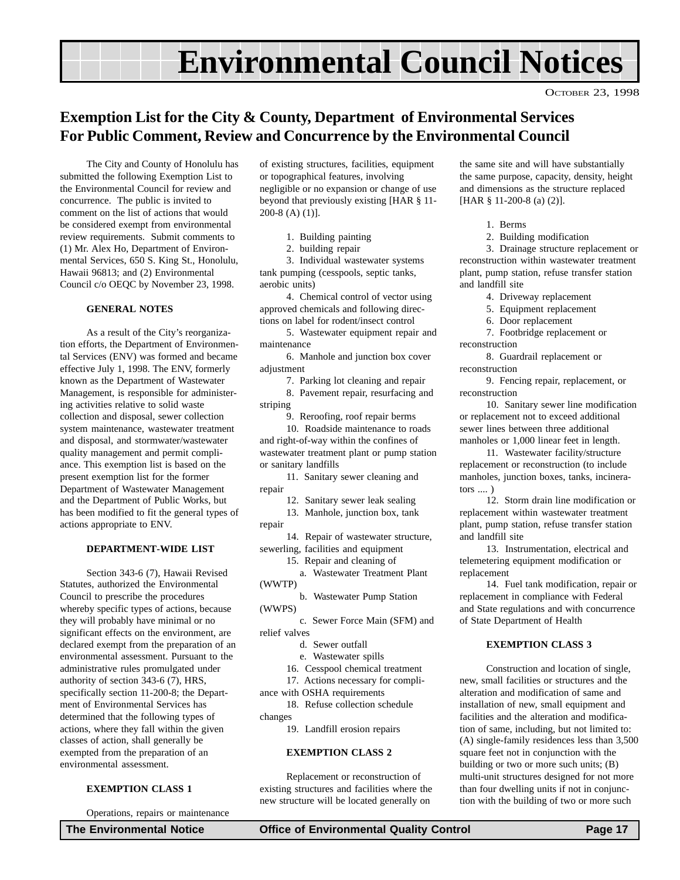# Environmental Council Notices

October 23, 1998

## Exemption List for the City & County, Department of Environmental Services For Public Comment, Review and Concurrence by the Environmental Council

The City and County of Honolulu has submitted the following Exemption List to the Environmental Council for review and concurrence. The public is invited to comment on the list of actions that would be considered exempt from environmental review requirements. Submit comments to (1) Mr. Alex Ho, Department of Environmental Services, 650 S. King St., Honolulu, Hawaii 96813; and (2) Environmental Council c/o OEQC by November 23, 1998.

### GENERAL NOTES

As a result of the City's reorganization efforts, the Department of Environmental Services (ENV) was formed and became effective July 1, 1998. The ENV, formerly known as the Department of Wastewater Management, is responsible for administering activities relative to solid waste collection and disposal, sewer collection system maintenance, wastewater treatment and disposal, and stormwater/wastewater quality management and permit compliance. This exemption list is based on the present exemption list for the former Department of Wastewater Management and the Department of Public Works, but has been modified to fit the general types of actions appropriate to ENV.

### DEPARTMENT-WIDE LIST

Section 343-6 (7), Hawaii Revised Statutes, authorized the Environmental Council to prescribe the procedures whereby specific types of actions, because they will probably have minimal or no significant effects on the environment, are declared exempt from the preparation of an environmental assessment. Pursuant to the administrative rules promulgated under authority of section 343-6 (7), HRS, specifically section 11-200-8; the Department of Environmental Services has determined that the following types of actions, where they fall within the given classes of action, shall generally be exempted from the preparation of an environmental assessment.

### EXEMPTION CLASS 1

Operations, repairs or maintenance of existing structures, facilities, equipment or topographical features, involving negligible or no expansion or change of use beyond that previously existing [HAR § 11-200-8 (A) (1)].

1. Building painting
2. building repair
3. Individual wastewater systems tank pumping (cesspools, septic tanks, aerobic units)
4. Chemical control of vector using approved chemicals and following directions on label for rodent/insect control
5. Wastewater equipment repair and maintenance
6. Manhole and junction box cover adjustment
7. Parking lot cleaning and repair
8. Pavement repair, resurfacing and striping
9. Reroofing, roof repair berms
10. Roadside maintenance to roads and right-of-way within the confines of wastewater treatment plant or pump station or sanitary landfills
11. Sanitary sewer cleaning and repair
12. Sanitary sewer leak sealing
13. Manhole, junction box, tank repair
14. Repair of wastewater structure, sewerling, facilities and equipment
15. Repair and cleaning of
    a. Wastewater Treatment Plant (WWTP)
    b. Wastewater Pump Station (WWPS)
    c. Sewer Force Main (SFM) and relief valves
    d. Sewer outfall
    e. Wastewater spills
16. Cesspool chemical treatment
17. Actions necessary for compliance with OSHA requirements
18. Refuse collection schedule changes
19. Landfill erosion repairs

### EXEMPTION CLASS 2

Replacement or reconstruction of existing structures and facilities where the new structure will be located generally on the same site and will have substantially the same purpose, capacity, density, height and dimensions as the structure replaced [HAR § 11-200-8 (a) (2)].

1. Berms
2. Building modification
3. Drainage structure replacement or reconstruction within wastewater treatment plant, pump station, refuse transfer station and landfill site
4. Driveway replacement
5. Equipment replacement
6. Door replacement
7. Footbridge replacement or reconstruction
8. Guardrail replacement or reconstruction
9. Fencing repair, replacement, or reconstruction
10. Sanitary sewer line modification or replacement not to exceed additional sewer lines between three additional manholes or 1,000 linear feet in length.
11. Wastewater facility/structure replacement or reconstruction (to include manholes, junction boxes, tanks, incinerators .... )
12. Storm drain line modification or replacement within wastewater treatment plant, pump station, refuse transfer station and landfill site
13. Instrumentation, electrical and telemetering equipment modification or replacement
14. Fuel tank modification, repair or replacement in compliance with Federal and State regulations and with concurrence of State Department of Health

### EXEMPTION CLASS 3

Construction and location of single, new, small facilities or structures and the alteration and modification of same and installation of new, small equipment and facilities and the alteration and modification of same, including, but not limited to: (A) single-family residences less than 3,500 square feet not in conjunction with the building or two or more such units; (B) multi-unit structures designed for not more than four dwelling units if not in conjunction with the building of two or more such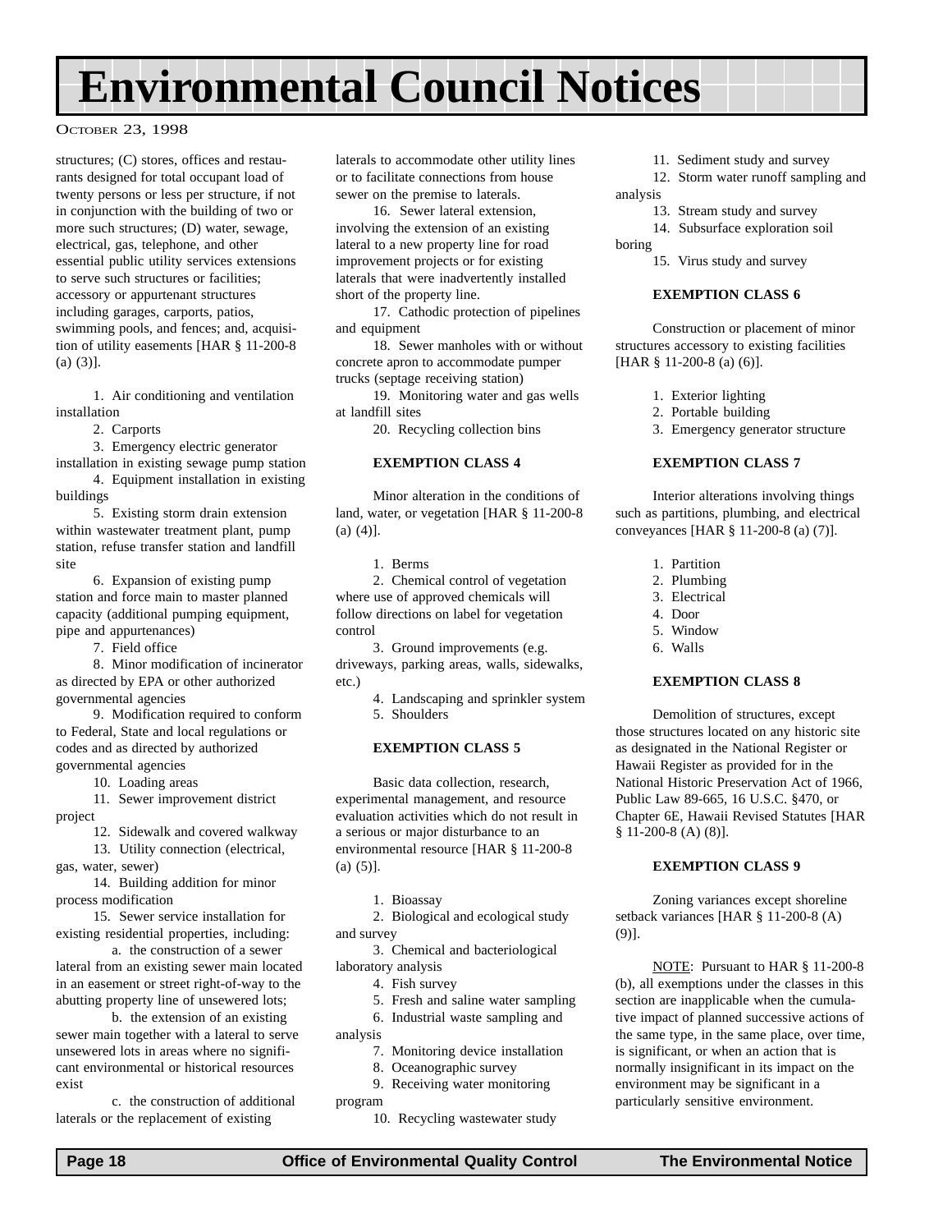structures; (C) stores, offices and restaurants designed for total occupant load of twenty persons or less per structure, if not in conjunction with the building of two or more such structures; (D) water, sewage, electrical, gas, telephone, and other essential public utility services extensions to serve such structures or facilities; accessory or appurtenant structures including garages, carports, patios, swimming pools, and fences; and, acquisition of utility easements [HAR § 11-200-8 (a) (3)].

1. Air conditioning and ventilation installation
2. Carports
3. Emergency electric generator installation in existing sewage pump station
4. Equipment installation in existing buildings
5. Existing storm drain extension within wastewater treatment plant, pump station, refuse transfer station and landfill site
6. Expansion of existing pump station and force main to master planned capacity (additional pumping equipment, pipe and appurtenances)
7. Field office
8. Minor modification of incinerator as directed by EPA or other authorized governmental agencies
9. Modification required to conform to Federal, State and local regulations or codes and as directed by authorized governmental agencies
10. Loading areas
11. Sewer improvement district project
12. Sidewalk and covered walkway
13. Utility connection (electrical, gas, water, sewer)
14. Building addition for minor process modification
15. Sewer service installation for existing residential properties, including:
    a. the construction of a sewer lateral from an existing sewer main located in an easement or street right-of-way to the abutting property line of unsewered lots;
    b. the extension of an existing sewer main together with a lateral to serve unsewered lots in areas where no significant environmental or historical resources exist
    c. the construction of additional laterals or the replacement of existing laterals to accommodate other utility lines or to facilitate connections from house sewer on the premise to laterals.
16. Sewer lateral extension, involving the extension of an existing lateral to a new property line for road improvement projects or for existing laterals that were inadvertently installed short of the property line.
17. Cathodic protection of pipelines and equipment
18. Sewer manholes with or without concrete apron to accommodate pumper trucks (septage receiving station)
19. Monitoring water and gas wells at landfill sites
20. Recycling collection bins

**EXEMPTION CLASS 4**

Minor alteration in the conditions of land, water, or vegetation [HAR § 11-200-8 (a) (4)].

1. Berms
2. Chemical control of vegetation where use of approved chemicals will follow directions on label for vegetation control
3. Ground improvements (e.g. driveways, parking areas, walls, sidewalks, etc.)
4. Landscaping and sprinkler system
5. Shoulders

**EXEMPTION CLASS 5**

Basic data collection, research, experimental management, and resource evaluation activities which do not result in a serious or major disturbance to an environmental resource [HAR § 11-200-8 (a) (5)].

1. Bioassay
2. Biological and ecological study and survey
3. Chemical and bacteriological laboratory analysis
4. Fish survey
5. Fresh and saline water sampling
6. Industrial waste sampling and analysis
7. Monitoring device installation
8. Oceanographic survey
9. Receiving water monitoring program
10. Recycling wastewater study
11. Sediment study and survey
12. Storm water runoff sampling and analysis
13. Stream study and survey
14. Subsurface exploration soil boring
15. Virus study and survey

**EXEMPTION CLASS 6**

Construction or placement of minor structures accessory to existing facilities [HAR § 11-200-8 (a) (6)].

1. Exterior lighting
2. Portable building
3. Emergency generator structure

**EXEMPTION CLASS 7**

Interior alterations involving things such as partitions, plumbing, and electrical conveyances [HAR § 11-200-8 (a) (7)].

1. Partition
2. Plumbing
3. Electrical
4. Door
5. Window
6. Walls

**EXEMPTION CLASS 8**

Demolition of structures, except those structures located on any historic site as designated in the National Register or Hawaii Register as provided for in the National Historic Preservation Act of 1966, Public Law 89-665, 16 U.S.C. §470, or Chapter 6E, Hawaii Revised Statutes [HAR § 11-200-8 (A) (8)].

**EXEMPTION CLASS 9**

Zoning variances except shoreline setback variances [HAR § 11-200-8 (A) (9)].

NOTE: Pursuant to HAR § 11-200-8 (b), all exemptions under the classes in this section are inapplicable when the cumulative impact of planned successive actions of the same type, in the same place, over time, is significant, or when an action that is normally insignificant in its impact on the environment may be significant in a particularly sensitive environment.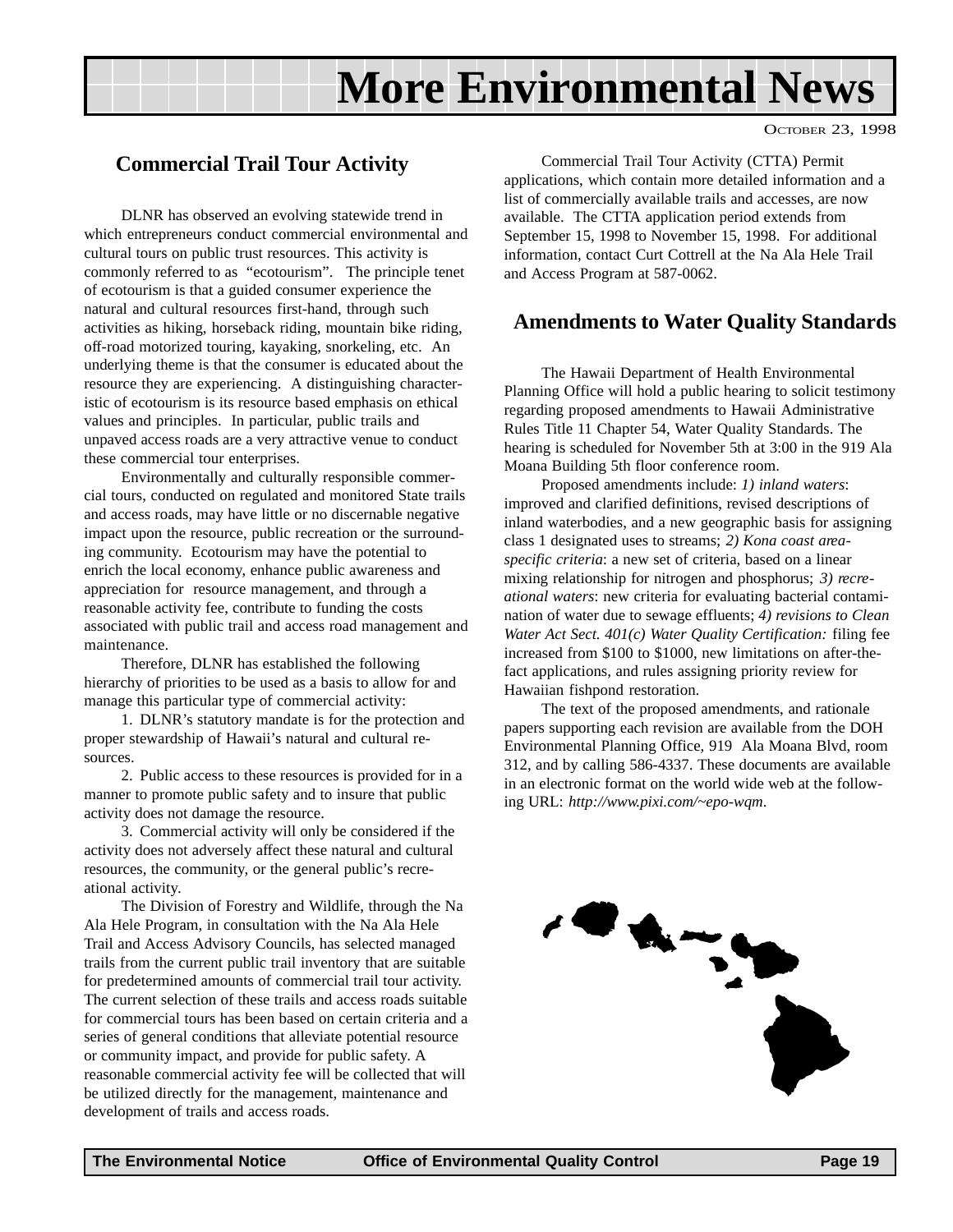# More Environmental News

OCTOBER 23, 1998

## Commercial Trail Tour Activity

DLNR has observed an evolving statewide trend in which entrepreneurs conduct commercial environmental and cultural tours on public trust resources. This activity is commonly referred to as "ecotourism". The principle tenet of ecotourism is that a guided consumer experience the natural and cultural resources first-hand, through such activities as hiking, horseback riding, mountain bike riding, off-road motorized touring, kayaking, snorkeling, etc. An underlying theme is that the consumer is educated about the resource they are experiencing. A distinguishing characteristic of ecotourism is its resource based emphasis on ethical values and principles. In particular, public trails and unpaved access roads are a very attractive venue to conduct these commercial tour enterprises.

Environmentally and culturally responsible commercial tours, conducted on regulated and monitored State trails and access roads, may have little or no discernable negative impact upon the resource, public recreation or the surrounding community. Ecotourism may have the potential to enrich the local economy, enhance public awareness and appreciation for resource management, and through a reasonable activity fee, contribute to funding the costs associated with public trail and access road management and maintenance.

Therefore, DLNR has established the following hierarchy of priorities to be used as a basis to allow for and manage this particular type of commercial activity:

1. DLNR's statutory mandate is for the protection and proper stewardship of Hawaii's natural and cultural resources.

2. Public access to these resources is provided for in a manner to promote public safety and to insure that public activity does not damage the resource.

3. Commercial activity will only be considered if the activity does not adversely affect these natural and cultural resources, the community, or the general public's recreational activity.

The Division of Forestry and Wildlife, through the Na Ala Hele Program, in consultation with the Na Ala Hele Trail and Access Advisory Councils, has selected managed trails from the current public trail inventory that are suitable for predetermined amounts of commercial trail tour activity. The current selection of these trails and access roads suitable for commercial tours has been based on certain criteria and a series of general conditions that alleviate potential resource or community impact, and provide for public safety. A reasonable commercial activity fee will be collected that will be utilized directly for the management, maintenance and development of trails and access roads.

Commercial Trail Tour Activity (CTTA) Permit applications, which contain more detailed information and a list of commercially available trails and accesses, are now available. The CTTA application period extends from September 15, 1998 to November 15, 1998. For additional information, contact Curt Cottrell at the Na Ala Hele Trail and Access Program at 587-0062.

## Amendments to Water Quality Standards

The Hawaii Department of Health Environmental Planning Office will hold a public hearing to solicit testimony regarding proposed amendments to Hawaii Administrative Rules Title 11 Chapter 54, Water Quality Standards. The hearing is scheduled for November 5th at 3:00 in the 919 Ala Moana Building 5th floor conference room.

Proposed amendments include: *1) inland waters*: improved and clarified definitions, revised descriptions of inland waterbodies, and a new geographic basis for assigning class 1 designated uses to streams; *2) Kona coast area-specific criteria*: a new set of criteria, based on a linear mixing relationship for nitrogen and phosphorus; *3) recreational waters*: new criteria for evaluating bacterial contamination of water due to sewage effluents; *4) revisions to Clean Water Act Sect. 401(c) Water Quality Certification:* filing fee increased from $100 to $1000, new limitations on after-the-fact applications, and rules assigning priority review for Hawaiian fishpond restoration.

The text of the proposed amendments, and rationale papers supporting each revision are available from the DOH Environmental Planning Office, 919 Ala Moana Blvd, room 312, and by calling 586-4337. These documents are available in an electronic format on the world wide web at the following URL: *http://www.pixi.com/~epo-wqm*.